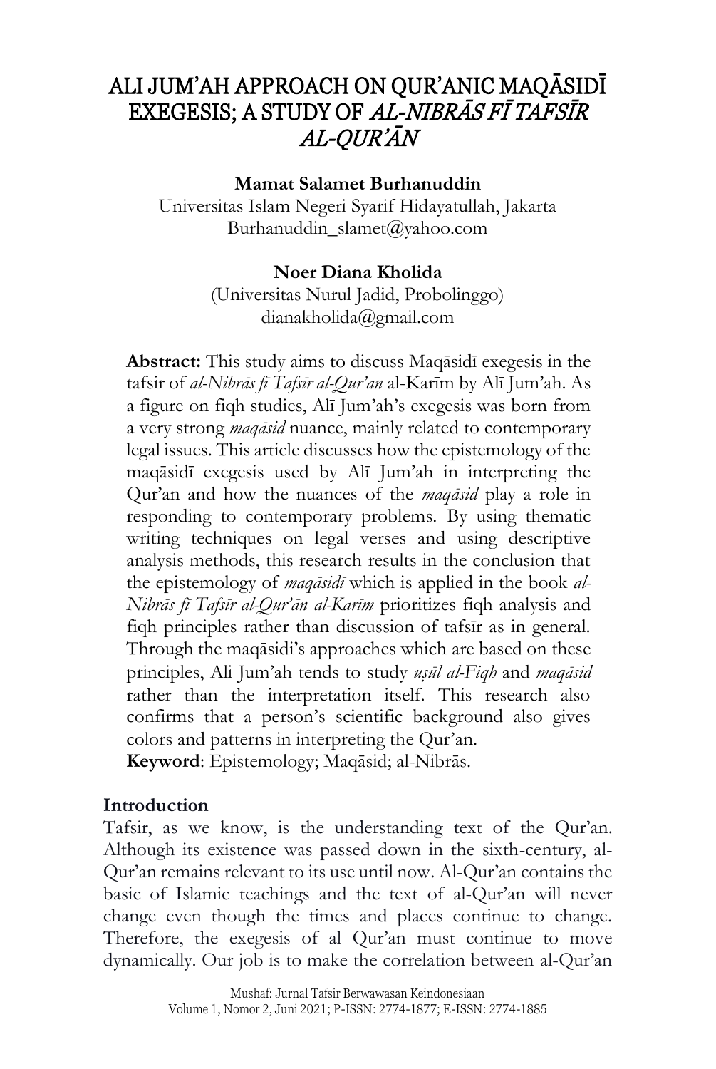# ALI JUM'AH APPROACH ON QUR'ANIC MAQĀSIDĪ EXEGESIS; A STUDY OF *AL-NIBRĀS FĪ TAFSĪR AL-QUR'ĀN*

**Mamat Salamet Burhanuddin**
Universitas Islam Negeri Syarif Hidayatullah, Jakarta
Burhanuddin_slamet@yahoo.com

**Noer Diana Kholida**
(Universitas Nurul Jadid, Probolinggo)
dianakholida@gmail.com

**Abstract:** This study aims to discuss Maqāsidī exegesis in the tafsir of *al-Nibrās fī Tafsīr al-Qur'an* al-Karīm by Alī Jum'ah. As a figure on fiqh studies, Alī Jum'ah's exegesis was born from a very strong *maqāsid* nuance, mainly related to contemporary legal issues. This article discusses how the epistemology of the maqāsidī exegesis used by Alī Jum'ah in interpreting the Qur'an and how the nuances of the *maqāsid* play a role in responding to contemporary problems. By using thematic writing techniques on legal verses and using descriptive analysis methods, this research results in the conclusion that the epistemology of *maqāsidī* which is applied in the book *al-Nibrās fī Tafsīr al-Qur'ān al-Karīm* prioritizes fiqh analysis and fiqh principles rather than discussion of tafsīr as in general. Through the maqāsidi's approaches which are based on these principles, Ali Jum'ah tends to study *uṣūl al-Fiqh* and *maqāsid* rather than the interpretation itself. This research also confirms that a person's scientific background also gives colors and patterns in interpreting the Qur'an.
**Keyword**: Epistemology; Maqāsid; al-Nibrās.

## Introduction

Tafsir, as we know, is the understanding text of the Qur'an. Although its existence was passed down in the sixth-century, al-Qur'an remains relevant to its use until now. Al-Qur'an contains the basic of Islamic teachings and the text of al-Qur'an will never change even though the times and places continue to change. Therefore, the exegesis of al Qur'an must continue to move dynamically. Our job is to make the correlation between al-Qur'an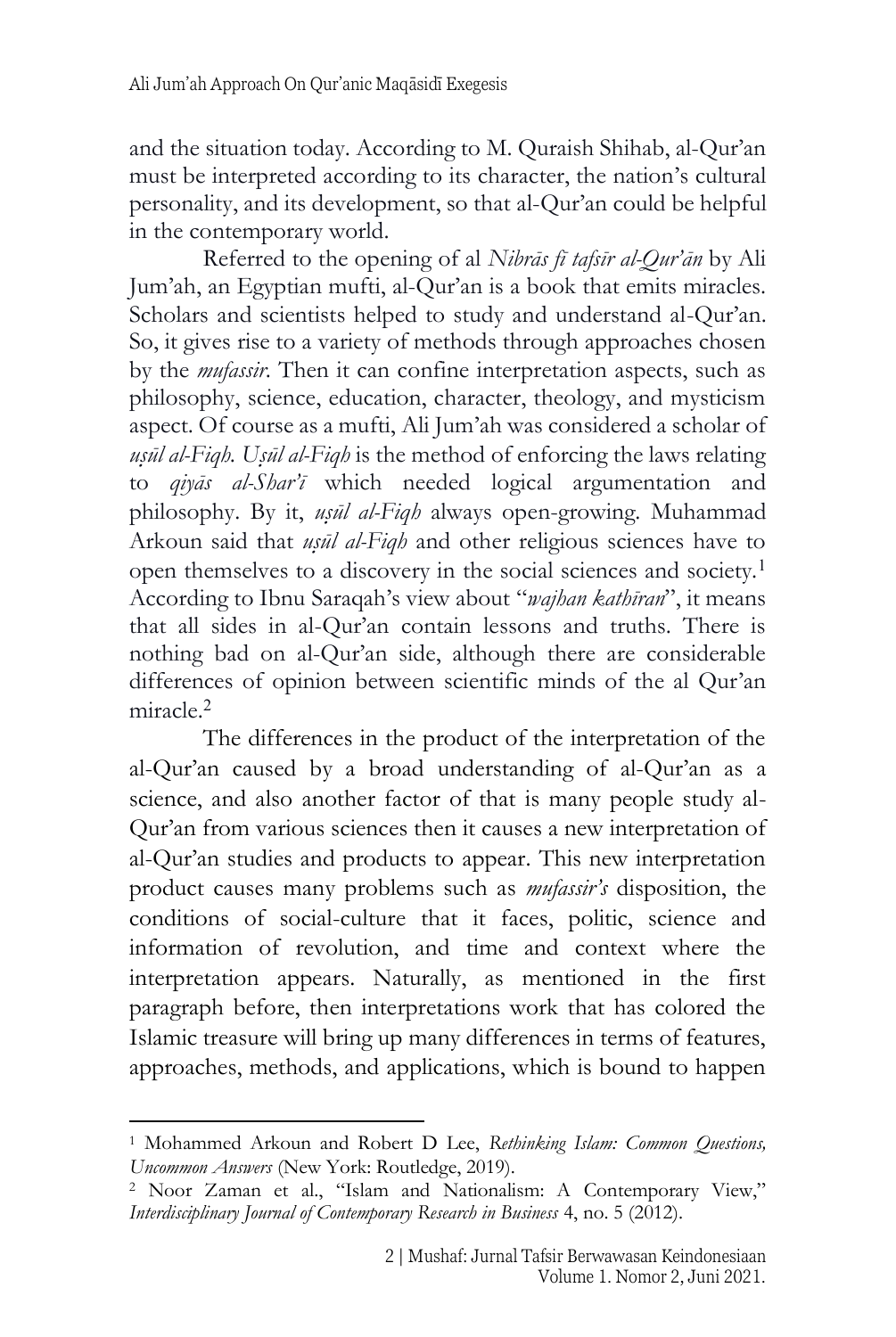and the situation today. According to M. Quraish Shihab, al-Qur'an must be interpreted according to its character, the nation's cultural personality, and its development, so that al-Qur'an could be helpful in the contemporary world.

Referred to the opening of al *Nibrās fī tafsīr al-Qur'ān* by Ali Jum'ah, an Egyptian mufti, al-Qur'an is a book that emits miracles. Scholars and scientists helped to study and understand al-Qur'an. So, it gives rise to a variety of methods through approaches chosen by the *mufassir*. Then it can confine interpretation aspects, such as philosophy, science, education, character, theology, and mysticism aspect. Of course as a mufti, Ali Jum'ah was considered a scholar of *uṣūl al-Fiqh*. *Uṣūl al-Fiqh* is the method of enforcing the laws relating to *qiyās al-Shar'ī* which needed logical argumentation and philosophy. By it, *uṣūl al-Fiqh* always open-growing. Muhammad Arkoun said that *uṣūl al-Fiqh* and other religious sciences have to open themselves to a discovery in the social sciences and society.[1] According to Ibnu Saraqah's view about "*wajhan kathīran*", it means that all sides in al-Qur'an contain lessons and truths. There is nothing bad on al-Qur'an side, although there are considerable differences of opinion between scientific minds of the al Qur'an miracle.[2]

The differences in the product of the interpretation of the al-Qur'an caused by a broad understanding of al-Qur'an as a science, and also another factor of that is many people study al-Qur'an from various sciences then it causes a new interpretation of al-Qur'an studies and products to appear. This new interpretation product causes many problems such as *mufassir's* disposition, the conditions of social-culture that it faces, politic, science and information of revolution, and time and context where the interpretation appears. Naturally, as mentioned in the first paragraph before, then interpretations work that has colored the Islamic treasure will bring up many differences in terms of features, approaches, methods, and applications, which is bound to happen

---

[1] Mohammed Arkoun and Robert D Lee, *Rethinking Islam: Common Questions, Uncommon Answers* (New York: Routledge, 2019).

[2] Noor Zaman et al., "Islam and Nationalism: A Contemporary View," *Interdisciplinary Journal of Contemporary Research in Business* 4, no. 5 (2012).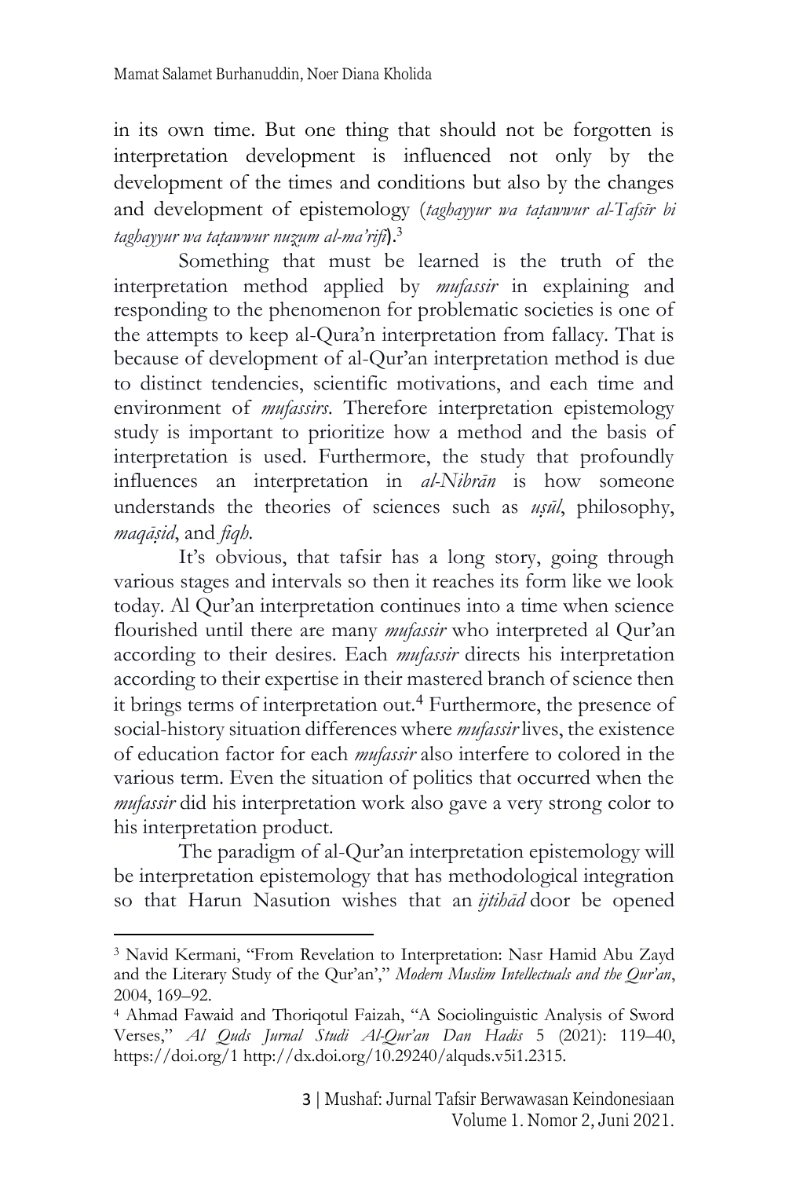in its own time. But one thing that should not be forgotten is interpretation development is influenced not only by the development of the times and conditions but also by the changes and development of epistemology (*taghayyur wa taṭawwur al-Tafsīr bi taghayyur wa taṭawwur nuẓum al-ma'rifi*).[3]

Something that must be learned is the truth of the interpretation method applied by *mufassir* in explaining and responding to the phenomenon for problematic societies is one of the attempts to keep al-Qura'n interpretation from fallacy. That is because of development of al-Qur'an interpretation method is due to distinct tendencies, scientific motivations, and each time and environment of *mufassirs*. Therefore interpretation epistemology study is important to prioritize how a method and the basis of interpretation is used. Furthermore, the study that profoundly influences an interpretation in *al-Nibrān* is how someone understands the theories of sciences such as *uṣūl*, philosophy, *maqāṣid*, and *fiqh*.

It's obvious, that tafsir has a long story, going through various stages and intervals so then it reaches its form like we look today. Al Qur'an interpretation continues into a time when science flourished until there are many *mufassir* who interpreted al Qur'an according to their desires. Each *mufassir* directs his interpretation according to their expertise in their mastered branch of science then it brings terms of interpretation out.[4] Furthermore, the presence of social-history situation differences where *mufassir* lives, the existence of education factor for each *mufassir* also interfere to colored in the various term. Even the situation of politics that occurred when the *mufassir* did his interpretation work also gave a very strong color to his interpretation product.

The paradigm of al-Qur'an interpretation epistemology will be interpretation epistemology that has methodological integration so that Harun Nasution wishes that an *ijtihād* door be opened

---

[3] Navid Kermani, "From Revelation to Interpretation: Nasr Hamid Abu Zayd and the Literary Study of the Qur'an'," *Modern Muslim Intellectuals and the Qur'an*, 2004, 169–92.

[4] Ahmad Fawaid and Thoriqotul Faizah, "A Sociolinguistic Analysis of Sword Verses," *Al Quds Jurnal Studi Al-Qur'an Dan Hadis* 5 (2021): 119–40, https://doi.org/1 http://dx.doi.org/10.29240/alquds.v5i1.2315.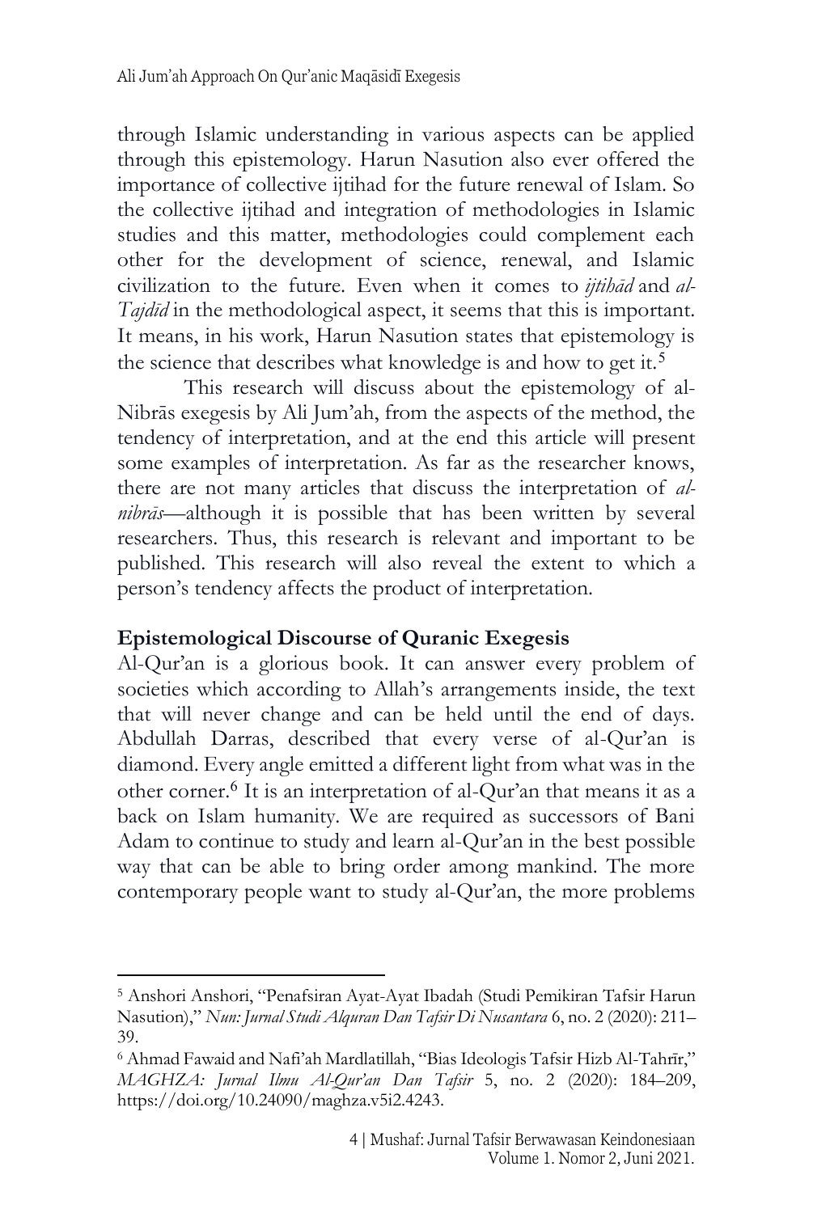through Islamic understanding in various aspects can be applied through this epistemology. Harun Nasution also ever offered the importance of collective ijtihad for the future renewal of Islam. So the collective ijtihad and integration of methodologies in Islamic studies and this matter, methodologies could complement each other for the development of science, renewal, and Islamic civilization to the future. Even when it comes to *ijtihād* and *al-Tajdīd* in the methodological aspect, it seems that this is important. It means, in his work, Harun Nasution states that epistemology is the science that describes what knowledge is and how to get it.[5]

This research will discuss about the epistemology of al-Nibrās exegesis by Ali Jum'ah, from the aspects of the method, the tendency of interpretation, and at the end this article will present some examples of interpretation. As far as the researcher knows, there are not many articles that discuss the interpretation of *al-nibrās*—although it is possible that has been written by several researchers. Thus, this research is relevant and important to be published. This research will also reveal the extent to which a person's tendency affects the product of interpretation.

## Epistemological Discourse of Quranic Exegesis

Al-Qur'an is a glorious book. It can answer every problem of societies which according to Allah's arrangements inside, the text that will never change and can be held until the end of days. Abdullah Darras, described that every verse of al-Qur'an is diamond. Every angle emitted a different light from what was in the other corner.[6] It is an interpretation of al-Qur'an that means it as a back on Islam humanity. We are required as successors of Bani Adam to continue to study and learn al-Qur'an in the best possible way that can be able to bring order among mankind. The more contemporary people want to study al-Qur'an, the more problems

---

[5] Anshori Anshori, "Penafsiran Ayat-Ayat Ibadah (Studi Pemikiran Tafsir Harun Nasution)," *Nun: Jurnal Studi Alquran Dan Tafsir Di Nusantara* 6, no. 2 (2020): 211–39.

[6] Ahmad Fawaid and Nafi'ah Mardlatillah, "Bias Ideologis Tafsir Hizb Al-Tahrīr," *MAGHZA: Jurnal Ilmu Al-Qur'an Dan Tafsir* 5, no. 2 (2020): 184–209, https://doi.org/10.24090/maghza.v5i2.4243.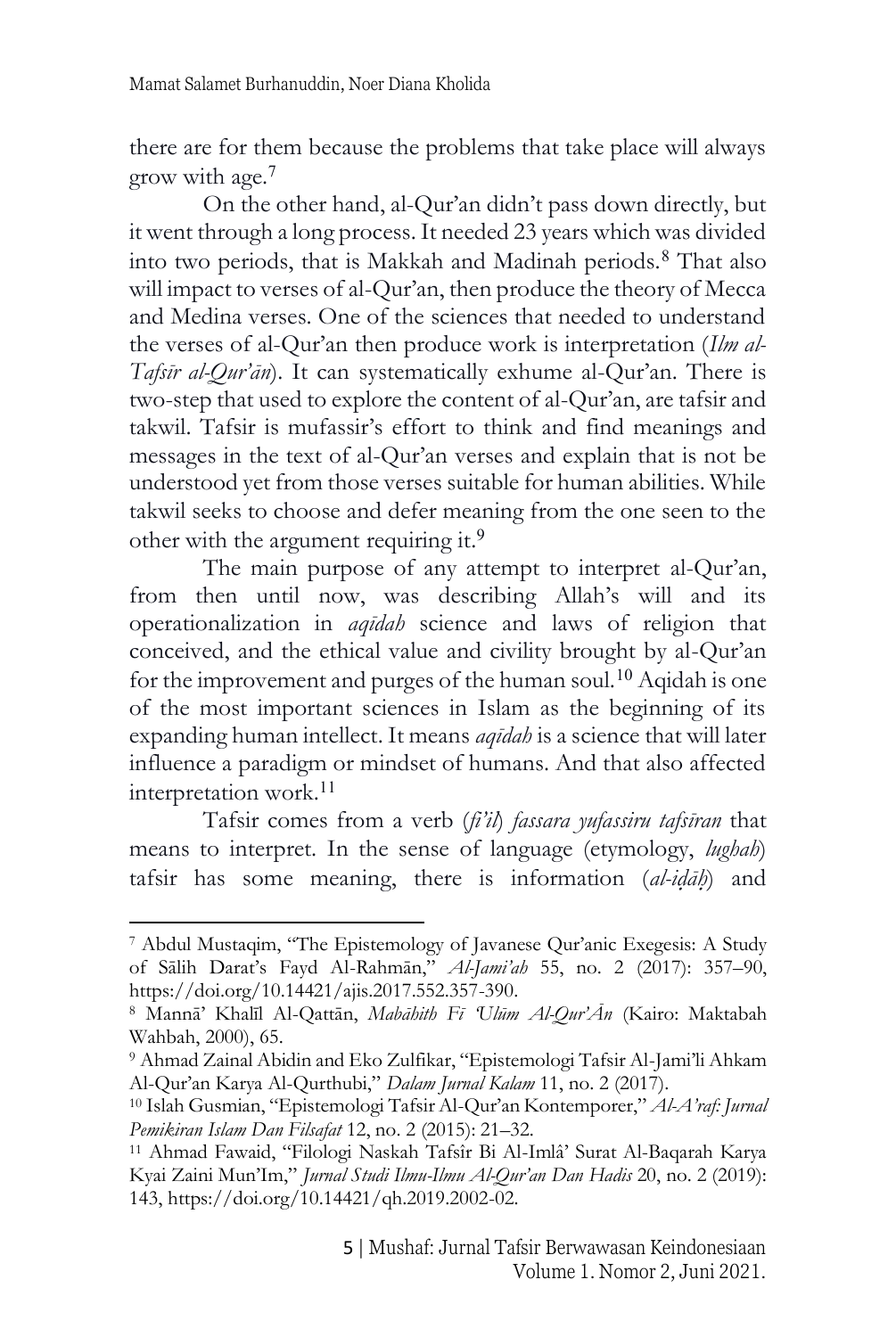there are for them because the problems that take place will always grow with age.[7]

On the other hand, al-Qur'an didn't pass down directly, but it went through a long process. It needed 23 years which was divided into two periods, that is Makkah and Madinah periods.[8] That also will impact to verses of al-Qur'an, then produce the theory of Mecca and Medina verses. One of the sciences that needed to understand the verses of al-Qur'an then produce work is interpretation (*Ilm al-Tafsīr al-Qur'ān*). It can systematically exhume al-Qur'an. There is two-step that used to explore the content of al-Qur'an, are tafsir and takwil. Tafsir is mufassir's effort to think and find meanings and messages in the text of al-Qur'an verses and explain that is not be understood yet from those verses suitable for human abilities. While takwil seeks to choose and defer meaning from the one seen to the other with the argument requiring it.[9]

The main purpose of any attempt to interpret al-Qur'an, from then until now, was describing Allah's will and its operationalization in *aqīdah* science and laws of religion that conceived, and the ethical value and civility brought by al-Qur'an for the improvement and purges of the human soul.[10] Aqidah is one of the most important sciences in Islam as the beginning of its expanding human intellect. It means *aqīdah* is a science that will later influence a paradigm or mindset of humans. And that also affected interpretation work.[11]

Tafsir comes from a verb (*fi'il*) *fassara yufassiru tafsīran* that means to interpret. In the sense of language (etymology, *lughah*) tafsir has some meaning, there is information (*al-iḍāḥ*) and

---

[7] Abdul Mustaqim, "The Epistemology of Javanese Qur'anic Exegesis: A Study of Sālih Darat's Fayd Al-Rahmān," *Al-Jami'ah* 55, no. 2 (2017): 357–90, https://doi.org/10.14421/ajis.2017.552.357-390.

[8] Mannā' Khalīl Al-Qattān, *Mabāhith Fī 'Ulūm Al-Qur'Ān* (Kairo: Maktabah Wahbah, 2000), 65.

[9] Ahmad Zainal Abidin and Eko Zulfikar, "Epistemologi Tafsir Al-Jami'li Ahkam Al-Qur'an Karya Al-Qurthubi," *Dalam Jurnal Kalam* 11, no. 2 (2017).

[10] Islah Gusmian, "Epistemologi Tafsir Al-Qur'an Kontemporer," *Al-A'raf: Jurnal Pemikiran Islam Dan Filsafat* 12, no. 2 (2015): 21–32.

[11] Ahmad Fawaid, "Filologi Naskah Tafsîr Bi Al-Imlâ' Surat Al-Baqarah Karya Kyai Zaini Mun'Im," *Jurnal Studi Ilmu-Ilmu Al-Qur'an Dan Hadis* 20, no. 2 (2019): 143, https://doi.org/10.14421/qh.2019.2002-02.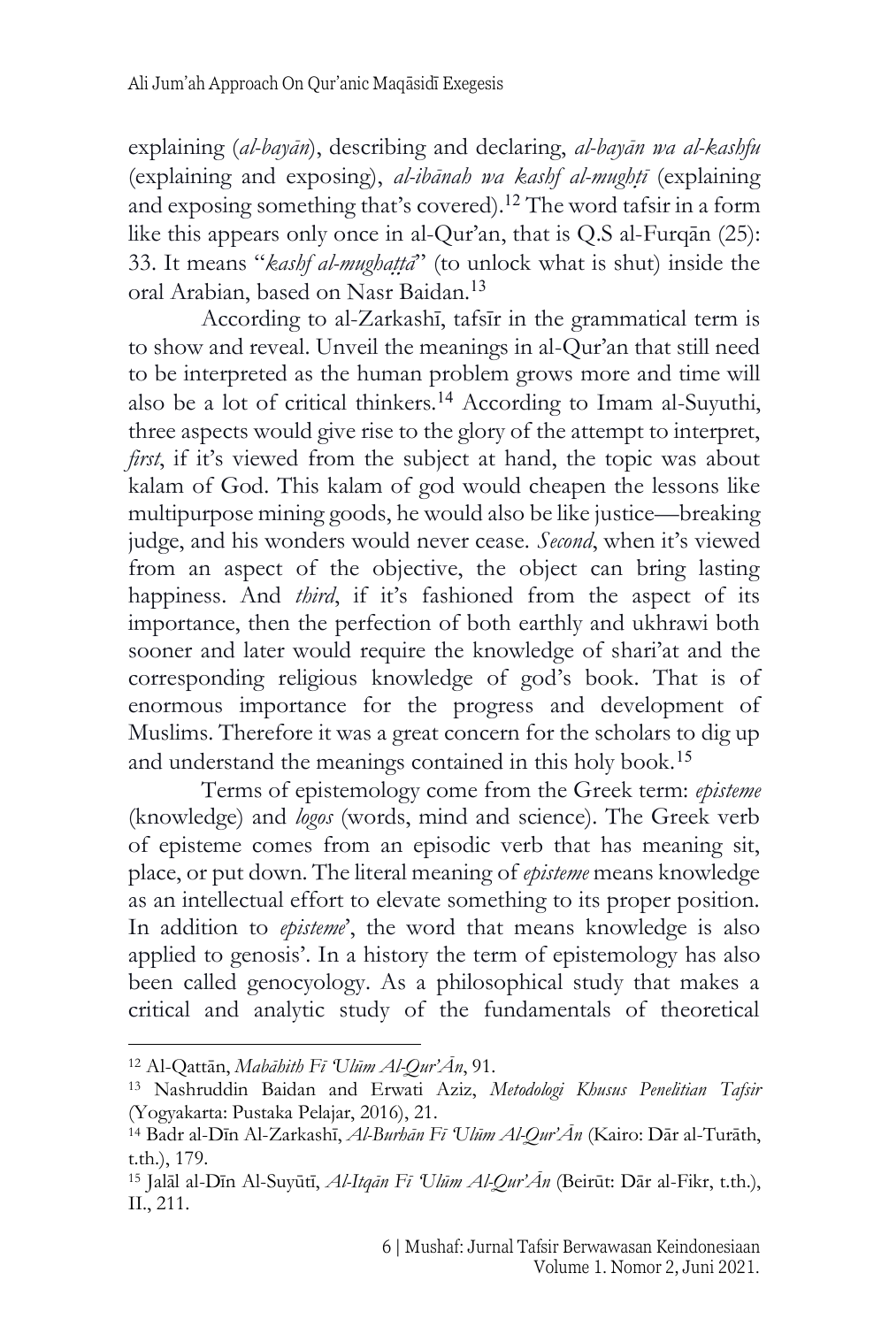explaining (*al-bayān*), describing and declaring, *al-bayān wa al-kashfu* (explaining and exposing), *al-ibānah wa kashf al-mughṭī* (explaining and exposing something that's covered).[12] The word tafsir in a form like this appears only once in al-Qur'an, that is Q.S al-Furqān (25): 33. It means "*kashf al-mughaṭṭā*" (to unlock what is shut) inside the oral Arabian, based on Nasr Baidan.[13]

According to al-Zarkashī, tafsīr in the grammatical term is to show and reveal. Unveil the meanings in al-Qur'an that still need to be interpreted as the human problem grows more and time will also be a lot of critical thinkers.[14] According to Imam al-Suyuthi, three aspects would give rise to the glory of the attempt to interpret, *first*, if it's viewed from the subject at hand, the topic was about kalam of God. This kalam of god would cheapen the lessons like multipurpose mining goods, he would also be like justice—breaking judge, and his wonders would never cease. *Second*, when it's viewed from an aspect of the objective, the object can bring lasting happiness. And *third*, if it's fashioned from the aspect of its importance, then the perfection of both earthly and ukhrawi both sooner and later would require the knowledge of shari'at and the corresponding religious knowledge of god's book. That is of enormous importance for the progress and development of Muslims. Therefore it was a great concern for the scholars to dig up and understand the meanings contained in this holy book.[15]

Terms of epistemology come from the Greek term: *episteme* (knowledge) and *logos* (words, mind and science). The Greek verb of episteme comes from an episodic verb that has meaning sit, place, or put down. The literal meaning of *episteme* means knowledge as an intellectual effort to elevate something to its proper position. In addition to *episteme*', the word that means knowledge is also applied to genosis'. In a history the term of epistemology has also been called genocyology. As a philosophical study that makes a critical and analytic study of the fundamentals of theoretical

---

[12] Al-Qattān, *Mabāhith Fī 'Ulūm Al-Qur'Ān*, 91.

[13] Nashruddin Baidan and Erwati Aziz, *Metodologi Khusus Penelitian Tafsir* (Yogyakarta: Pustaka Pelajar, 2016), 21.

[14] Badr al-Dīn Al-Zarkashī, *Al-Burhān Fī 'Ulūm Al-Qur'Ān* (Kairo: Dār al-Turāth, t.th.), 179.

[15] Jalāl al-Dīn Al-Suyūtī, *Al-Itqān Fī 'Ulūm Al-Qur'Ān* (Beirūt: Dār al-Fikr, t.th.), II., 211.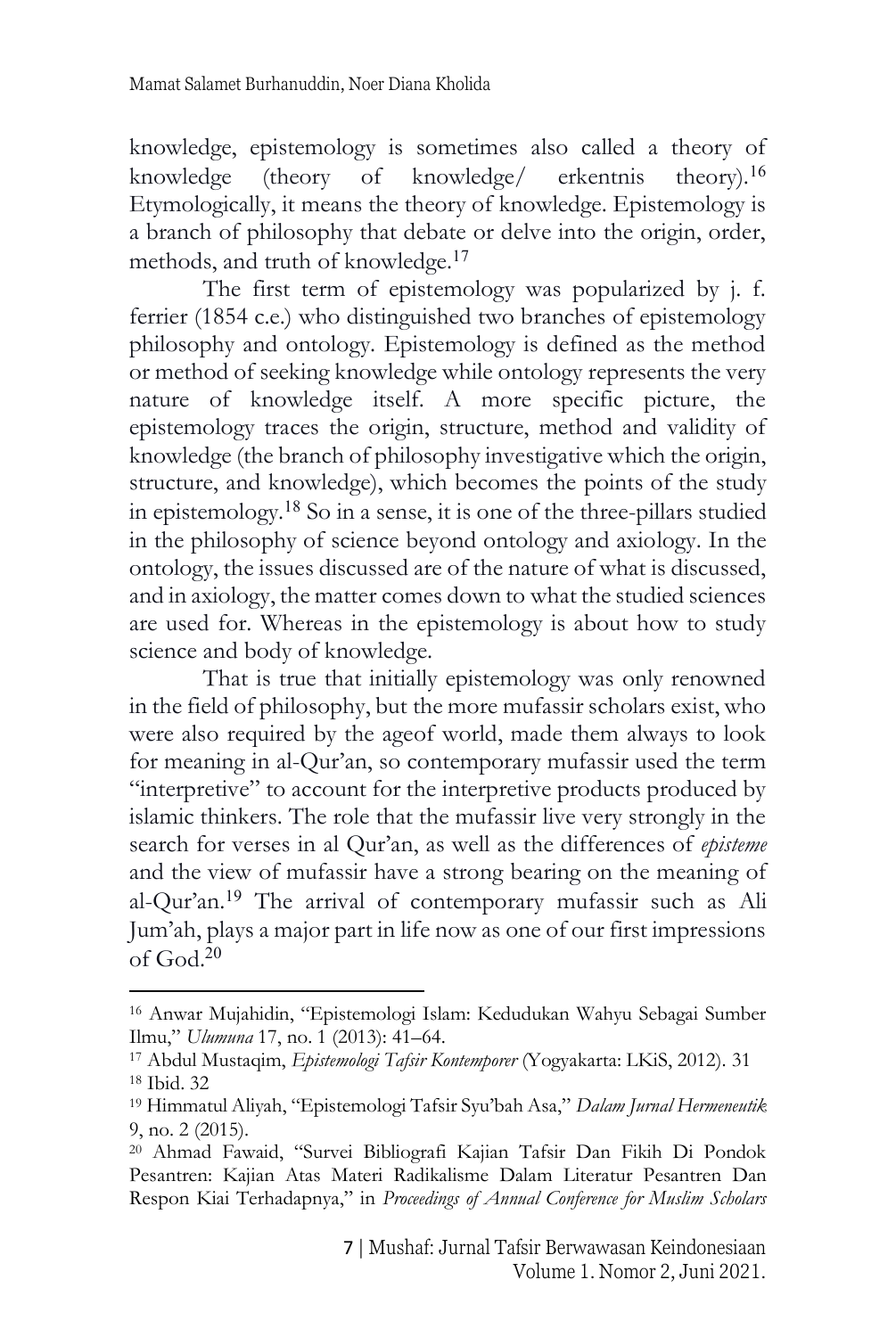knowledge, epistemology is sometimes also called a theory of knowledge (theory of knowledge/ erkentnis theory).[16] Etymologically, it means the theory of knowledge. Epistemology is a branch of philosophy that debate or delve into the origin, order, methods, and truth of knowledge.[17]

The first term of epistemology was popularized by j. f. ferrier (1854 c.e.) who distinguished two branches of epistemology philosophy and ontology. Epistemology is defined as the method or method of seeking knowledge while ontology represents the very nature of knowledge itself. A more specific picture, the epistemology traces the origin, structure, method and validity of knowledge (the branch of philosophy investigative which the origin, structure, and knowledge), which becomes the points of the study in epistemology.[18] So in a sense, it is one of the three-pillars studied in the philosophy of science beyond ontology and axiology. In the ontology, the issues discussed are of the nature of what is discussed, and in axiology, the matter comes down to what the studied sciences are used for. Whereas in the epistemology is about how to study science and body of knowledge.

That is true that initially epistemology was only renowned in the field of philosophy, but the more mufassir scholars exist, who were also required by the ageof world, made them always to look for meaning in al-Qur'an, so contemporary mufassir used the term "interpretive" to account for the interpretive products produced by islamic thinkers. The role that the mufassir live very strongly in the search for verses in al Qur'an, as well as the differences of *episteme* and the view of mufassir have a strong bearing on the meaning of al-Qur'an.[19] The arrival of contemporary mufassir such as Ali Jum'ah, plays a major part in life now as one of our first impressions of God.[20]

---

[16] Anwar Mujahidin, "Epistemologi Islam: Kedudukan Wahyu Sebagai Sumber Ilmu," *Ulumuna* 17, no. 1 (2013): 41–64.

[17] Abdul Mustaqim, *Epistemologi Tafsir Kontemporer* (Yogyakarta: LKiS, 2012). 31

[18] Ibid. 32

[19] Himmatul Aliyah, "Epistemologi Tafsir Syu'bah Asa," *Dalam Jurnal Hermeneutik* 9, no. 2 (2015).

[20] Ahmad Fawaid, "Survei Bibliografi Kajian Tafsir Dan Fikih Di Pondok Pesantren: Kajian Atas Materi Radikalisme Dalam Literatur Pesantren Dan Respon Kiai Terhadapnya," in *Proceedings of Annual Conference for Muslim Scholars*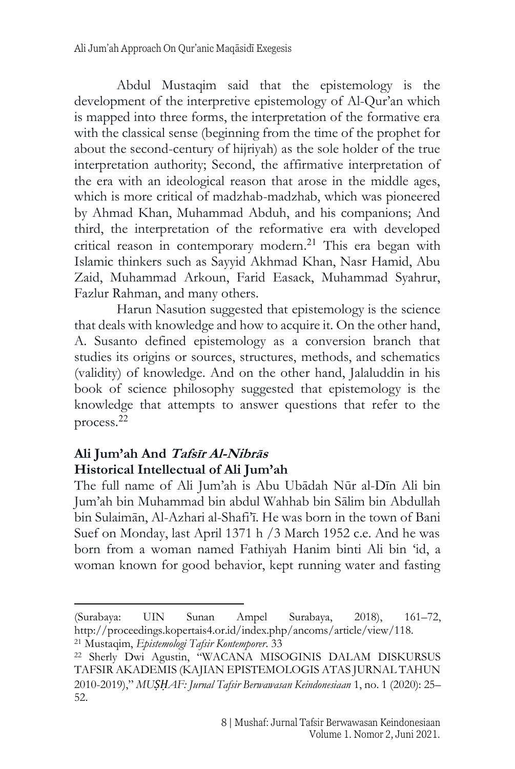Abdul Mustaqim said that the epistemology is the development of the interpretive epistemology of Al-Qur'an which is mapped into three forms, the interpretation of the formative era with the classical sense (beginning from the time of the prophet for about the second-century of hijriyah) as the sole holder of the true interpretation authority; Second, the affirmative interpretation of the era with an ideological reason that arose in the middle ages, which is more critical of madzhab-madzhab, which was pioneered by Ahmad Khan, Muhammad Abduh, and his companions; And third, the interpretation of the reformative era with developed critical reason in contemporary modern.[21] This era began with Islamic thinkers such as Sayyid Akhmad Khan, Nasr Hamid, Abu Zaid, Muhammad Arkoun, Farid Easack, Muhammad Syahrur, Fazlur Rahman, and many others.

Harun Nasution suggested that epistemology is the science that deals with knowledge and how to acquire it. On the other hand, A. Susanto defined epistemology as a conversion branch that studies its origins or sources, structures, methods, and schematics (validity) of knowledge. And on the other hand, Jalaluddin in his book of science philosophy suggested that epistemology is the knowledge that attempts to answer questions that refer to the process.[22]

## Ali Jum'ah And *Tafsīr Al-Nibrās*

### Historical Intellectual of Ali Jum'ah

The full name of Ali Jum'ah is Abu Ubādah Nūr al-Dīn Ali bin Jum'ah bin Muhammad bin abdul Wahhab bin Sālim bin Abdullah bin Sulaimān, Al-Azhari al-Shafi'ī. He was born in the town of Bani Suef on Monday, last April 1371 h /3 March 1952 c.e. And he was born from a woman named Fathiyah Hanim binti Ali bin 'id, a woman known for good behavior, kept running water and fasting

---

(Surabaya: UIN Sunan Ampel Surabaya, 2018), 161–72, http://proceedings.kopertais4.or.id/index.php/ancoms/article/view/118.

[21] Mustaqim, *Epistemologi Tafsir Kontemporer*. 33

[22] Sherly Dwi Agustin, "WACANA MISOGINIS DALAM DISKURSUS TAFSIR AKADEMIS (KAJIAN EPISTEMOLOGIS ATAS JURNAL TAHUN 2010-2019)," *MUṢḤAF: Jurnal Tafsir Berwawasan Keindonesiaan* 1, no. 1 (2020): 25–52.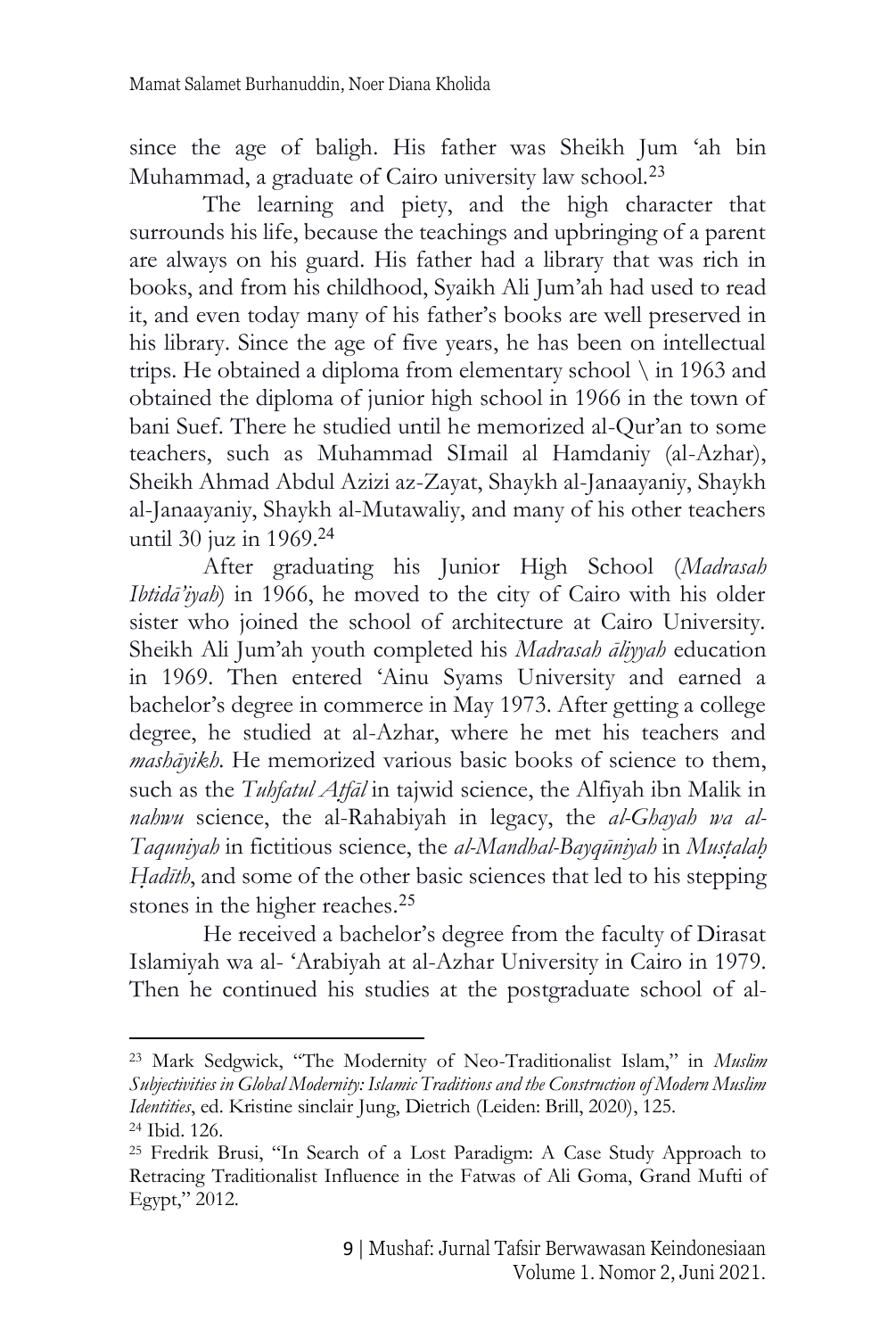since the age of baligh. His father was Sheikh Jum 'ah bin Muhammad, a graduate of Cairo university law school.[23]

The learning and piety, and the high character that surrounds his life, because the teachings and upbringing of a parent are always on his guard. His father had a library that was rich in books, and from his childhood, Syaikh Ali Jum'ah had used to read it, and even today many of his father's books are well preserved in his library. Since the age of five years, he has been on intellectual trips. He obtained a diploma from elementary school \ in 1963 and obtained the diploma of junior high school in 1966 in the town of bani Suef. There he studied until he memorized al-Qur'an to some teachers, such as Muhammad SImail al Hamdaniy (al-Azhar), Sheikh Ahmad Abdul Azizi az-Zayat, Shaykh al-Janaayaniy, Shaykh al-Janaayaniy, Shaykh al-Mutawaliy, and many of his other teachers until 30 juz in 1969.[24]

After graduating his Junior High School (*Madrasah Ibtidā'iyah*) in 1966, he moved to the city of Cairo with his older sister who joined the school of architecture at Cairo University. Sheikh Ali Jum'ah youth completed his *Madrasah āliyyah* education in 1969. Then entered 'Ainu Syams University and earned a bachelor's degree in commerce in May 1973. After getting a college degree, he studied at al-Azhar, where he met his teachers and *mashāyikh*. He memorized various basic books of science to them, such as the *Tuhfatul Aṭfāl* in tajwid science, the Alfiyah ibn Malik in *nahwu* science, the al-Rahabiyah in legacy, the *al-Ghayah wa al-Taquniyah* in fictitious science, the *al-Mandhal-Bayqūniyah* in *Musṭalaḥ Ḥadīth*, and some of the other basic sciences that led to his stepping stones in the higher reaches.[25]

He received a bachelor's degree from the faculty of Dirasat Islamiyah wa al- 'Arabiyah at al-Azhar University in Cairo in 1979. Then he continued his studies at the postgraduate school of al-

---

[23] Mark Sedgwick, "The Modernity of Neo-Traditionalist Islam," in *Muslim Subjectivities in Global Modernity: Islamic Traditions and the Construction of Modern Muslim Identities*, ed. Kristine sinclair Jung, Dietrich (Leiden: Brill, 2020), 125.

[24] Ibid. 126.

[25] Fredrik Brusi, "In Search of a Lost Paradigm: A Case Study Approach to Retracing Traditionalist Influence in the Fatwas of Ali Goma, Grand Mufti of Egypt," 2012.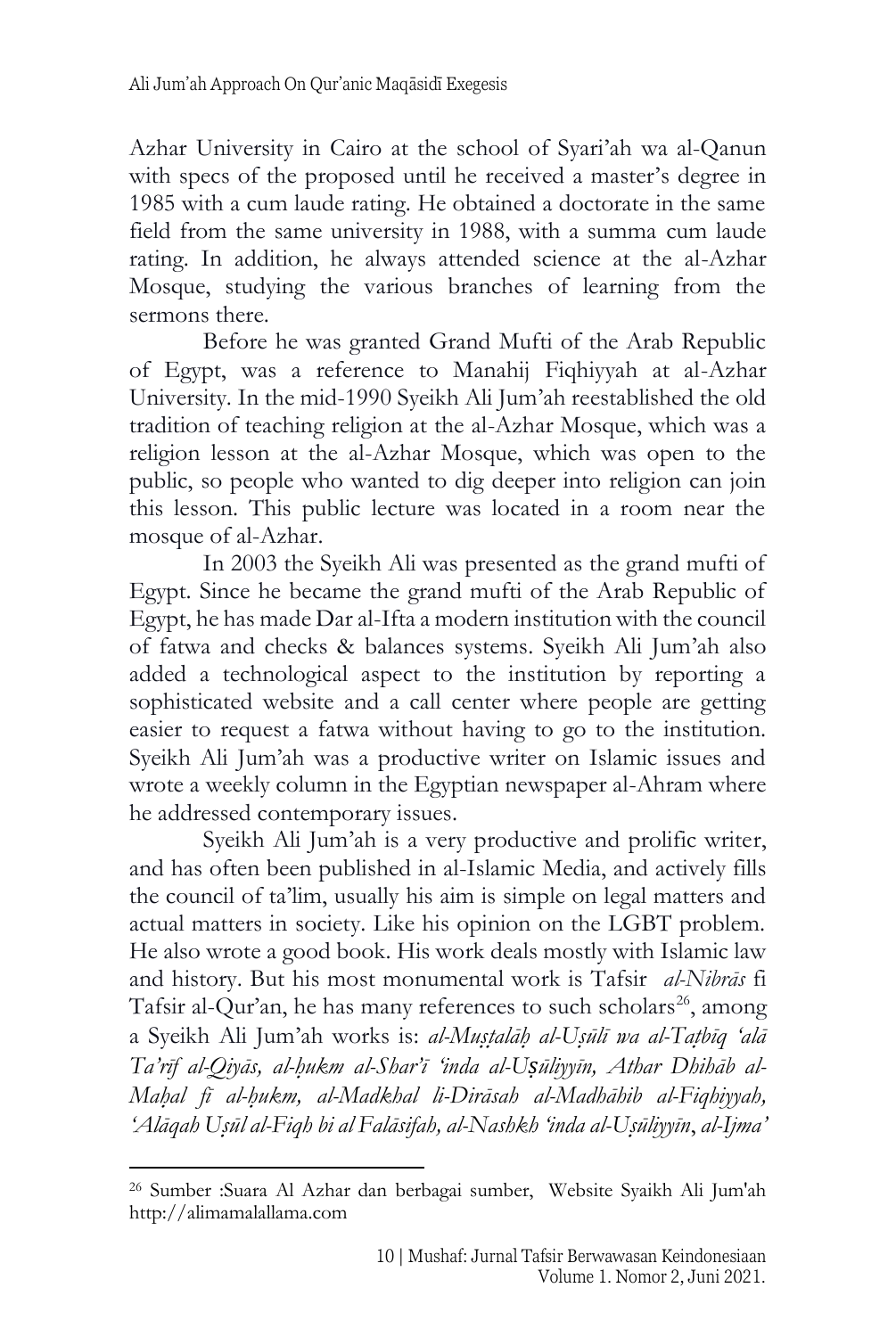Azhar University in Cairo at the school of Syari'ah wa al-Qanun with specs of the proposed until he received a master's degree in 1985 with a cum laude rating. He obtained a doctorate in the same field from the same university in 1988, with a summa cum laude rating. In addition, he always attended science at the al-Azhar Mosque, studying the various branches of learning from the sermons there.

Before he was granted Grand Mufti of the Arab Republic of Egypt, was a reference to Manahij Fiqhiyyah at al-Azhar University. In the mid-1990 Syeikh Ali Jum'ah reestablished the old tradition of teaching religion at the al-Azhar Mosque, which was a religion lesson at the al-Azhar Mosque, which was open to the public, so people who wanted to dig deeper into religion can join this lesson. This public lecture was located in a room near the mosque of al-Azhar.

In 2003 the Syeikh Ali was presented as the grand mufti of Egypt. Since he became the grand mufti of the Arab Republic of Egypt, he has made Dar al-Ifta a modern institution with the council of fatwa and checks & balances systems. Syeikh Ali Jum'ah also added a technological aspect to the institution by reporting a sophisticated website and a call center where people are getting easier to request a fatwa without having to go to the institution. Syeikh Ali Jum'ah was a productive writer on Islamic issues and wrote a weekly column in the Egyptian newspaper al-Ahram where he addressed contemporary issues.

Syeikh Ali Jum'ah is a very productive and prolific writer, and has often been published in al-Islamic Media, and actively fills the council of ta'lim, usually his aim is simple on legal matters and actual matters in society. Like his opinion on the LGBT problem. He also wrote a good book. His work deals mostly with Islamic law and history. But his most monumental work is Tafsir *al-Nibrās* fi Tafsir al-Qur'an, he has many references to such scholars[26], among a Syeikh Ali Jum'ah works is: *al-Muṣṭalāḥ al-Uṣūlī wa al-Taṭbīq 'alā Ta'rīf al-Qiyās, al-ḥukm al-Shar'ī 'inda al-Uṣūliyyīn, Athar Dhihāb al-Maḥal fī al-ḥukm, al-Madkhal li-Dirāsah al-Madhāhib al-Fiqhiyyah, 'Alāqah Uṣūl al-Fiqh bi al Falāsifah, al-Nashkh 'inda al-Uṣūliyyīn*, *al-Ijma'*

---

[26] Sumber :Suara Al Azhar dan berbagai sumber, Website Syaikh Ali Jum'ah http://alimamalallama.com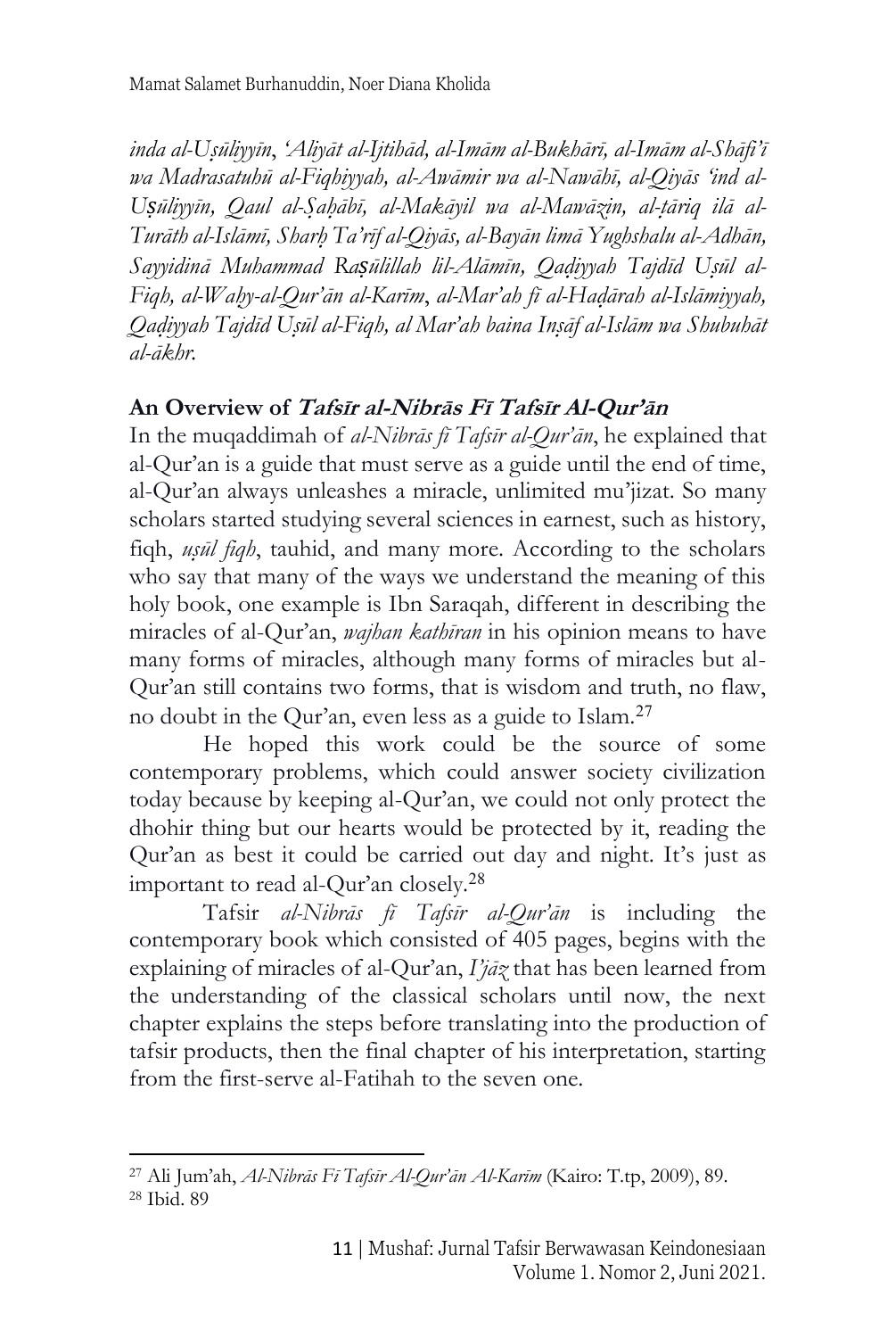*inda al-Uṣūliyyīn*, *'Aliyāt al-Ijtihād, al-Imām al-Bukhārī, al-Imām al-Shāfi'ī wa Madrasatuhū al-Fiqhiyyah, al-Awāmir wa al-Nawāhī, al-Qiyās 'ind al-Uṣūliyyīn, Qaul al-Ṣaḥābī, al-Makāyil wa al-Mawāzin, al-ṭāriq ilā al-Turāth al-Islāmī, Sharḥ Ta'rīf al-Qiyās, al-Bayān limā Yughshalu al-Adhān, Sayyidinā Muhammad Raṣūlillah lil-Alāmīn, Qaḍiyyah Tajdīd Uṣūl al-Fiqh, al-Waḥy-al-Qur'ān al-Karīm*, *al-Mar'ah fī al-Haḍārah al-Islāmiyyah, Qaḍiyyah Tajdīd Uṣūl al-Fiqh, al Mar'ah baina Inṣāf al-Islām wa Shubuhāt al-ākhr.*

## An Overview of *Tafsīr al-Nibrās Fī Tafsīr Al-Qur'ān*

In the muqaddimah of *al-Nibrās fī Tafsīr al-Qur'ān*, he explained that al-Qur'an is a guide that must serve as a guide until the end of time, al-Qur'an always unleashes a miracle, unlimited mu'jizat. So many scholars started studying several sciences in earnest, such as history, fiqh, *uṣūl fiqh*, tauhid, and many more. According to the scholars who say that many of the ways we understand the meaning of this holy book, one example is Ibn Saraqah, different in describing the miracles of al-Qur'an, *wajhan kathīran* in his opinion means to have many forms of miracles, although many forms of miracles but al-Qur'an still contains two forms, that is wisdom and truth, no flaw, no doubt in the Qur'an, even less as a guide to Islam.[27]

He hoped this work could be the source of some contemporary problems, which could answer society civilization today because by keeping al-Qur'an, we could not only protect the dhohir thing but our hearts would be protected by it, reading the Qur'an as best it could be carried out day and night. It's just as important to read al-Qur'an closely.[28]

Tafsir *al-Nibrās fī Tafsīr al-Qur'ān* is including the contemporary book which consisted of 405 pages, begins with the explaining of miracles of al-Qur'an, *I'jāz* that has been learned from the understanding of the classical scholars until now, the next chapter explains the steps before translating into the production of tafsir products, then the final chapter of his interpretation, starting from the first-serve al-Fatihah to the seven one.

---

[27] Ali Jum'ah, *Al-Nibrās Fī Tafsīr Al-Qur'ān Al-Karīm* (Kairo: T.tp, 2009), 89.

[28] Ibid. 89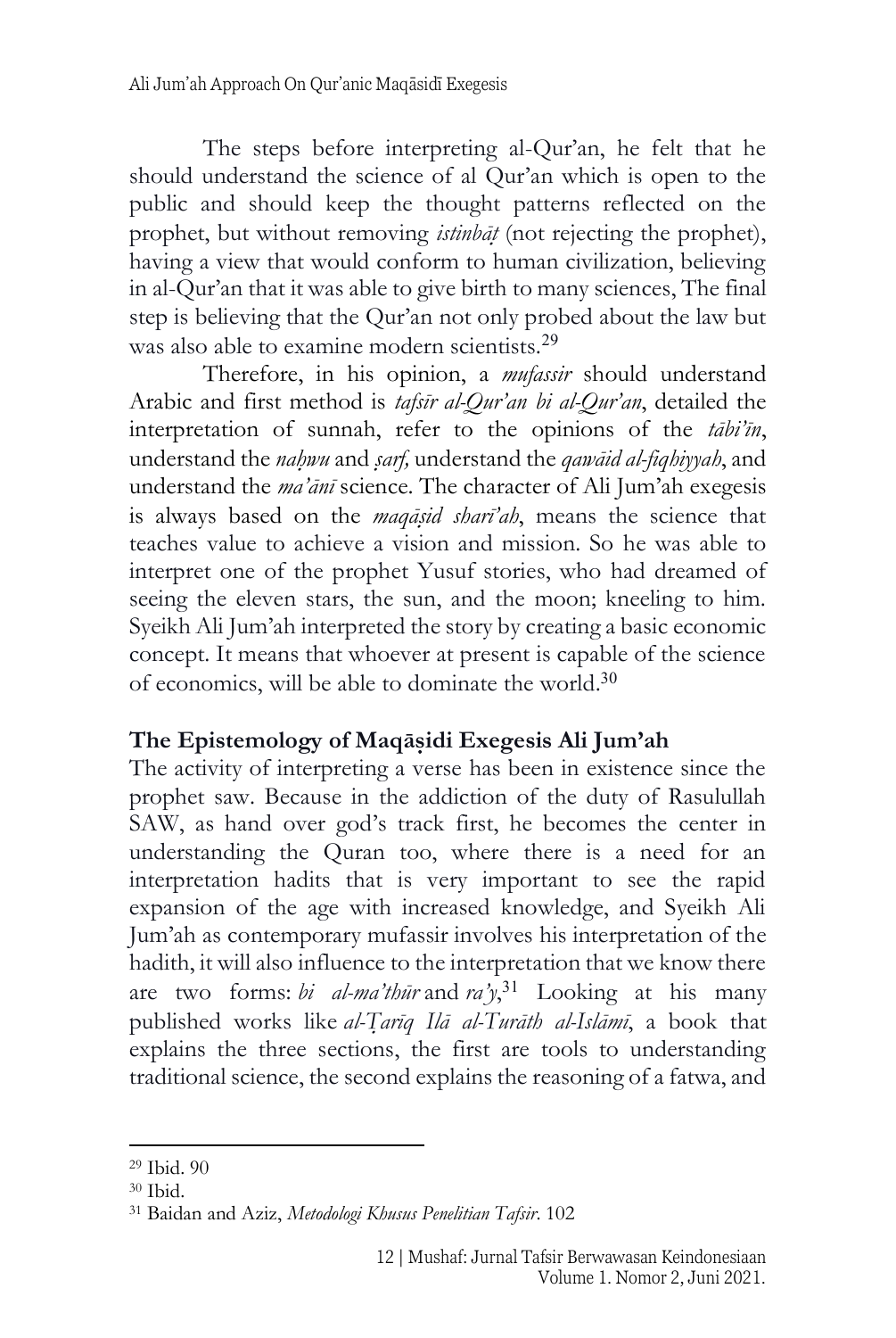The steps before interpreting al-Qur'an, he felt that he should understand the science of al Qur'an which is open to the public and should keep the thought patterns reflected on the prophet, but without removing *istinbāṭ* (not rejecting the prophet), having a view that would conform to human civilization, believing in al-Qur'an that it was able to give birth to many sciences, The final step is believing that the Qur'an not only probed about the law but was also able to examine modern scientists.[29]

Therefore, in his opinion, a *mufassir* should understand Arabic and first method is *tafsīr al-Qur'an bi al-Qur'an*, detailed the interpretation of sunnah, refer to the opinions of the *tābi'īn*, understand the *naḥwu* and *ṣarf,* understand the *qawāid al-fiqhiyyah*, and understand the *ma'ānī* science. The character of Ali Jum'ah exegesis is always based on the *maqāṣid sharī'ah*, means the science that teaches value to achieve a vision and mission. So he was able to interpret one of the prophet Yusuf stories, who had dreamed of seeing the eleven stars, the sun, and the moon; kneeling to him. Syeikh Ali Jum'ah interpreted the story by creating a basic economic concept. It means that whoever at present is capable of the science of economics, will be able to dominate the world.[30]

## The Epistemology of Maqāṣidi Exegesis Ali Jum'ah

The activity of interpreting a verse has been in existence since the prophet saw. Because in the addiction of the duty of Rasulullah SAW, as hand over god's track first, he becomes the center in understanding the Quran too, where there is a need for an interpretation hadits that is very important to see the rapid expansion of the age with increased knowledge, and Syeikh Ali Jum'ah as contemporary mufassir involves his interpretation of the hadith, it will also influence to the interpretation that we know there are two forms: *bi al-ma'thūr* and *ra'y*,[31] Looking at his many published works like *al-Ṭarīq Ilā al-Turāth al-Islāmī*, a book that explains the three sections, the first are tools to understanding traditional science, the second explains the reasoning of a fatwa, and

---

[29] Ibid. 90

[30] Ibid.

[31] Baidan and Aziz, *Metodologi Khusus Penelitian Tafsir*. 102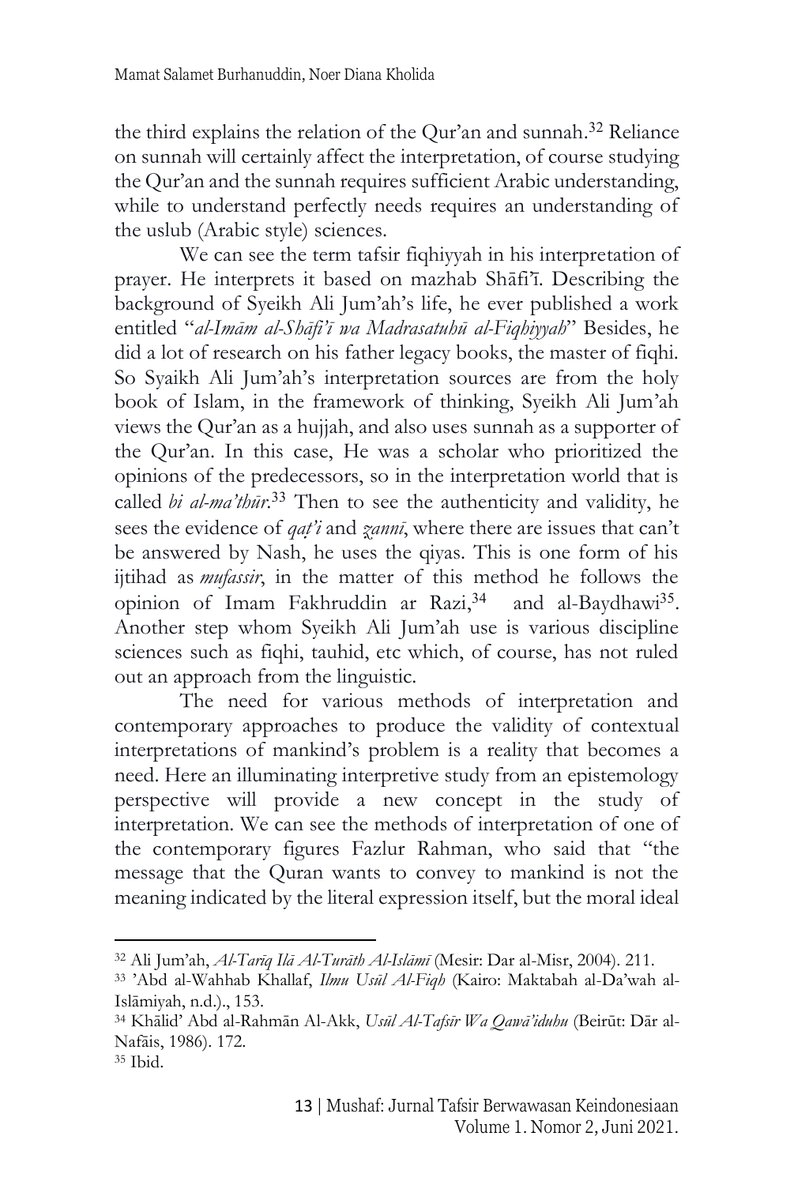the third explains the relation of the Qur'an and sunnah.[32] Reliance on sunnah will certainly affect the interpretation, of course studying the Qur'an and the sunnah requires sufficient Arabic understanding, while to understand perfectly needs requires an understanding of the uslub (Arabic style) sciences.

We can see the term tafsir fiqhiyyah in his interpretation of prayer. He interprets it based on mazhab Shāfi'ī. Describing the background of Syeikh Ali Jum'ah's life, he ever published a work entitled "*al-Imām al-Shāfi'ī wa Madrasatuhū al-Fiqhiyyah*" Besides, he did a lot of research on his father legacy books, the master of fiqhi. So Syaikh Ali Jum'ah's interpretation sources are from the holy book of Islam, in the framework of thinking, Syeikh Ali Jum'ah views the Qur'an as a hujjah, and also uses sunnah as a supporter of the Qur'an. In this case, He was a scholar who prioritized the opinions of the predecessors, so in the interpretation world that is called *bi al-ma'thūr*.[33] Then to see the authenticity and validity, he sees the evidence of *qaṭ'i* and *ẓannī*, where there are issues that can't be answered by Nash, he uses the qiyas. This is one form of his ijtihad as ***mufassir***, in the matter of this method he follows the opinion of Imam Fakhruddin ar Razi,[34] and al-Baydhawi[35]. Another step whom Syeikh Ali Jum'ah use is various discipline sciences such as fiqhi, tauhid, etc which, of course, has not ruled out an approach from the linguistic.

The need for various methods of interpretation and contemporary approaches to produce the validity of contextual interpretations of mankind's problem is a reality that becomes a need. Here an illuminating interpretive study from an epistemology perspective will provide a new concept in the study of interpretation. We can see the methods of interpretation of one of the contemporary figures Fazlur Rahman, who said that "the message that the Quran wants to convey to mankind is not the meaning indicated by the literal expression itself, but the moral ideal

---

[32] Ali Jum'ah, *Al-Tarīq Ilā Al-Turāth Al-Islāmī* (Mesir: Dar al-Misr, 2004). 211.

[33] 'Abd al-Wahhab Khallaf, *Ilmu Usūl Al-Fiqh* (Kairo: Maktabah al-Da'wah al-Islāmiyah, n.d.)., 153.

[34] Khālid' Abd al-Rahmān Al-Akk, *Usūl Al-Tafsīr Wa Qawā'iduhu* (Beirūt: Dār al-Nafāis, 1986). 172.

[35] Ibid.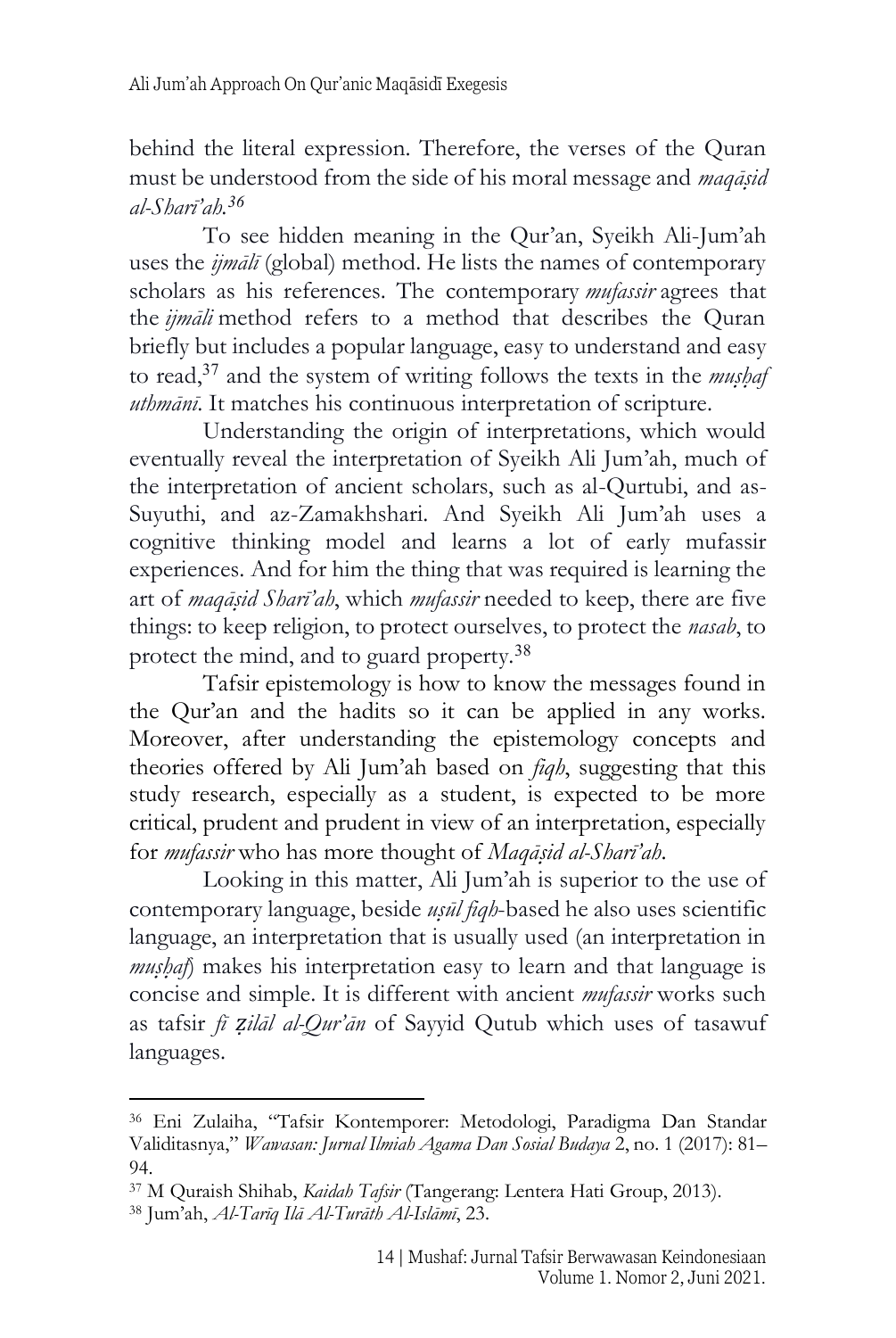behind the literal expression. Therefore, the verses of the Quran must be understood from the side of his moral message and *maqāṣid al-Sharī'ah*.[36]

To see hidden meaning in the Qur'an, Syeikh Ali-Jum'ah uses the *ijmālī* (global) method. He lists the names of contemporary scholars as his references. The contemporary *mufassir* agrees that the *ijmāli* method refers to a method that describes the Quran briefly but includes a popular language, easy to understand and easy to read,[37] and the system of writing follows the texts in the *muṣḥaf uthmānī*. It matches his continuous interpretation of scripture.

Understanding the origin of interpretations, which would eventually reveal the interpretation of Syeikh Ali Jum'ah, much of the interpretation of ancient scholars, such as al-Qurtubi, and as-Suyuthi, and az-Zamakhshari. And Syeikh Ali Jum'ah uses a cognitive thinking model and learns a lot of early mufassir experiences. And for him the thing that was required is learning the art of *maqāṣid Sharī'ah*, which *mufassir* needed to keep, there are five things: to keep religion, to protect ourselves, to protect the *nasab*, to protect the mind, and to guard property.[38]

Tafsir epistemology is how to know the messages found in the Qur'an and the hadits so it can be applied in any works. Moreover, after understanding the epistemology concepts and theories offered by Ali Jum'ah based on *fiqh*, suggesting that this study research, especially as a student, is expected to be more critical, prudent and prudent in view of an interpretation, especially for *mufassir* who has more thought of *Maqāṣid al-Sharī'ah*.

Looking in this matter, Ali Jum'ah is superior to the use of contemporary language, beside *uṣūl fiqh*-based he also uses scientific language, an interpretation that is usually used (an interpretation in *muṣḥaf*) makes his interpretation easy to learn and that language is concise and simple. It is different with ancient *mufassir* works such as tafsir *fī ẓilāl al-Qur'ān* of Sayyid Qutub which uses of tasawuf languages.

---

[36] Eni Zulaiha, "Tafsir Kontemporer: Metodologi, Paradigma Dan Standar Validitasnya," *Wawasan: Jurnal Ilmiah Agama Dan Sosial Budaya* 2, no. 1 (2017): 81–94.

[37] M Quraish Shihab, *Kaidah Tafsir* (Tangerang: Lentera Hati Group, 2013).

[38] Jum'ah, *Al-Tarīq Ilā Al-Turāth Al-Islāmī*, 23.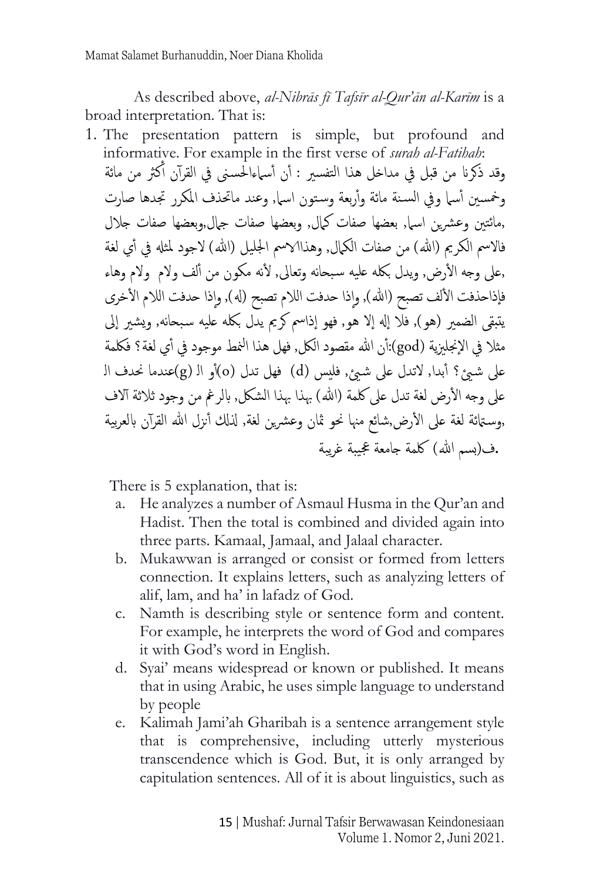As described above, *al-Nibrās fī Tafsīr al-Qur'ān al-Karīm* is a broad interpretation. That is:

1. The presentation pattern is simple, but profound and informative. For example in the first verse of *surah al-Fatihah*:

وقد ذكرنا من قبل في مداخل هذا التفسير : أن أسماءالحسنى في القرآن أكثر من مائة وخمسين أسما وفي السنة مائة وأربعة وستون اسما, وعند ماتحذف المكرر تجدها صارت ,مائتين وعشرين اسما, بعضها صفات كمال, وبعضها صفات جمال,وبعضها صفات جلال فالاسم الكريم (الله) من صفات الكمال, وهذاالاسم الجليل (الله) لاجود لمثله في أي لغة ,على وجه الأرض, ويدل بكله عليه سبحانه وتعالى, لأنه مكون من ألف ولام ولام وهاء فإذاحذفت الألف تصبح (الله), وإذا حدفت اللام تصبح (له), وإذا حدفت اللام الأخرى يتبقى الضمير (هو), فلا إله إلا هو, فهو إذاسم كريم يدل بكله عليه سبحانه, ويشير إلى مثلا في الإنجليزية (god):أن الله مقصود الكل, فهل هذا النمط موجود في أي لغة؟ فكلمة على شيئ؟ أبدا, لاتدل على شيئ, فليس (d) فهل تدل (o)أو ال (g)عندما نحدف ال على وجه الأرض لغة تدل على كلمة (الله) بهذا بهذا الشكل, بالرغم من وجود ثلاثة آلاف ,وستمائة لغة على الأرض,شائع منها نحو ثمان وعشرين لغة, لذلك أنزل الله القرآن بالعربية .ف(بسم الله) كلمة جامعة عجيبة غريبة

There is 5 explanation, that is:

a. He analyzes a number of Asmaul Husma in the Qur'an and Hadist. Then the total is combined and divided again into three parts. Kamaal, Jamaal, and Jalaal character.

b. Mukawwan is arranged or consist or formed from letters connection. It explains letters, such as analyzing letters of alif, lam, and ha' in lafadz of God.

c. Namth is describing style or sentence form and content. For example, he interprets the word of God and compares it with God's word in English.

d. Syai' means widespread or known or published. It means that in using Arabic, he uses simple language to understand by people

e. Kalimah Jami'ah Gharibah is a sentence arrangement style that is comprehensive, including utterly mysterious transcendence which is God. But, it is only arranged by capitulation sentences. All of it is about linguistics, such as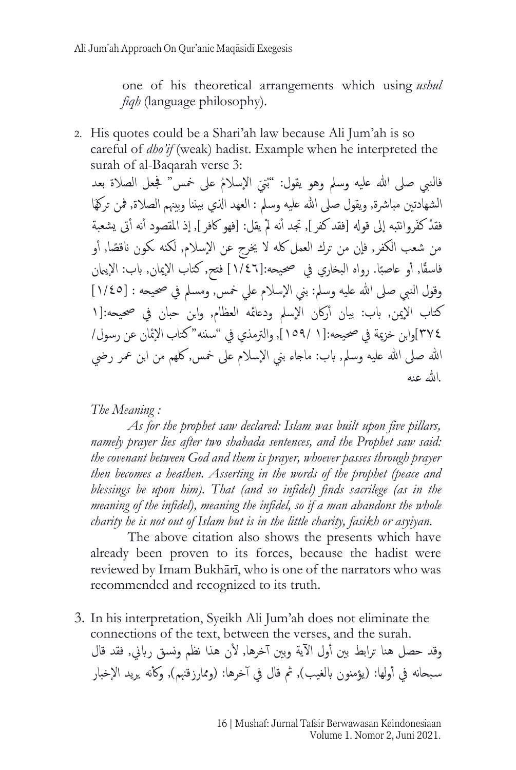one of his theoretical arrangements which using *ushul fiqh* (language philosophy).

2. His quotes could be a Shari'ah law because Ali Jum'ah is so careful of *dho'if* (weak) hadist. Example when he interpreted the surah of al-Baqarah verse 3:

فالنبي صلى الله عليه وسلم وهو يقول: "بُنِيَ الإسلامُ على خمس" فجعل الصلاة بعد الشهادتين مباشرة, ويقول صلى الله عليه وسلم : العهد الذي بيننا وبينهم الصلاة, فمن تركها فقدْ كفَروانتبه إلى قوله [فقد كفر], تجد أنه لمْ يقل: [فهو كافر], إذ المقصود أنه أتى بشعبة من شعب الكفر, فإن من ترك العمل كله لا يخرج عن الإسلام, لكنه يكون ناقصًا, أو فاسقًا, أو عاصيًا. رواه البخاري في صحيحه:[١/٤٦] فتح, كتاب الإيمان, باب: الإيمان وقول النبي صلى الله عليه وسلم: بني الإسلام علي خمس, ومسلم في صحيحه : [١/٤٥] كتاب الإيمن, باب: بيان أركان الإسلم ودعائمه العظام, وابن حبان في صحيحه:[١ ٣٧٤]وابن خزيمة في صحيحه:[١ /١٥٩], والترمذي في "سننه"كتاب الإيمان عن رسول/ الله صلى الله عليه وسلم, باب: ماجاء بني الإسلام على خمس, كلهم من ابن عمر رضي الله عنه.

*The Meaning :*

*As for the prophet saw declared: Islam was built upon five pillars, namely prayer lies after two shahada sentences, and the Prophet saw said: the covenant between God and them is prayer, whoever passes through prayer then becomes a heathen. Asserting in the words of the prophet (peace and blessings be upon him). That (and so infidel) finds sacrilege (as in the meaning of the infidel), meaning the infidel, so if a man abandons the whole charity he is not out of Islam but is in the little charity, fasikh or asyiyan.*

The above citation also shows the presents which have already been proven to its forces, because the hadist were reviewed by Imam Bukhārī, who is one of the narrators who was recommended and recognized to its truth.

3. In his interpretation, Syeikh Ali Jum'ah does not eliminate the connections of the text, between the verses, and the surah.

وقد حصل هنا ترابط بين أول الآية وبين آخرها, لأن هذا نظم ونسق رباني, فقد قال سبحانه في أولها: (يؤمنون بالغيب), ثم قال في آخرها: (ومما رزقنهم), وكأنه يريد الإخبار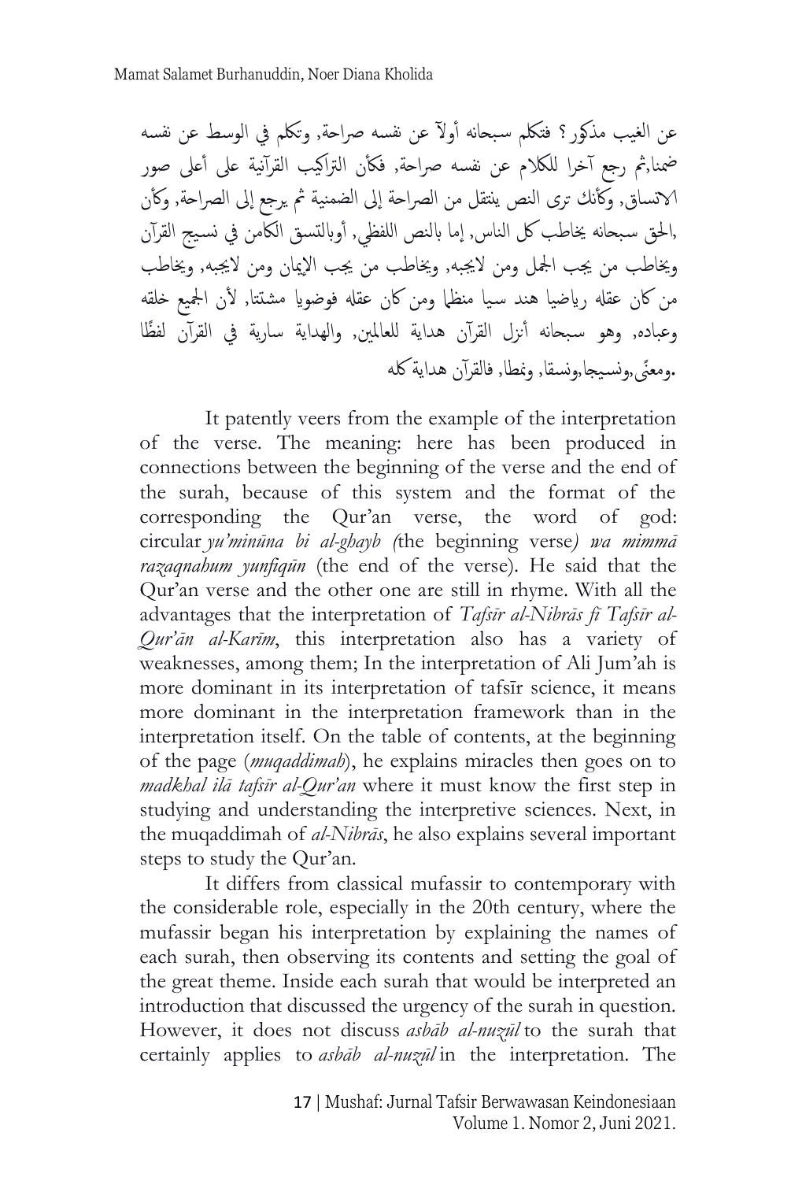عن الغيب مذكور؟ فتكلم سبحانه أولآ عن نفسه صراحة, وتكلم في الوسط عن نفسه ضمنا,ثم رجع آخرا للكلام عن نفسه صراحة, فكأن التراكيب القرآنية على أعلى صور الاتساق, وكأنك ترى النص ينتقل من الصراحة إلى الضمنية ثم يرجع إلى الصراحة, وكأن ,الحق سبحانه يخاطب كل الناس, إما بالنص اللفظي, أوبالتسق الكامن في نسيج القرآن ويخاطب من يجب الجمل ومن لايجبه, ويخاطب من يجب الإيمان ومن لايجبه, ويخاطب من كان عقله رياضيا هند سيا منظما ومن كان عقله فوضويا مشتتا, لأن الجميع خلقه وعباده, وهو سبحانه أنزل القرآن هداية للعالمين, والهداية سارية في القرآن لفظًا .ومعنًى,ونسيجا,ونسقا, ونمطا, فالقرآن هداية كله

It patently veers from the example of the interpretation of the verse. The meaning: here has been produced in connections between the beginning of the verse and the end of the surah, because of this system and the format of the corresponding the Qur'an verse, the word of god: circular *yu'minūna bi al-ghayb (*the beginning verse*) wa mimmā razaqnahum yunfiqūn* (the end of the verse). He said that the Qur'an verse and the other one are still in rhyme. With all the advantages that the interpretation of *Tafsīr al-Nibrās fī Tafsīr al-Qur'ān al-Karīm*, this interpretation also has a variety of weaknesses, among them; In the interpretation of Ali Jum'ah is more dominant in its interpretation of tafsīr science, it means more dominant in the interpretation framework than in the interpretation itself. On the table of contents, at the beginning of the page (*muqaddimah*), he explains miracles then goes on to *madkhal ilā tafsīr al-Qur'an* where it must know the first step in studying and understanding the interpretive sciences. Next, in the muqaddimah of *al-Nibrās*, he also explains several important steps to study the Qur'an.

It differs from classical mufassir to contemporary with the considerable role, especially in the 20th century, where the mufassir began his interpretation by explaining the names of each surah, then observing its contents and setting the goal of the great theme. Inside each surah that would be interpreted an introduction that discussed the urgency of the surah in question. However, it does not discuss *asbāb al-nuzūl* to the surah that certainly applies to *asbāb al-nuzūl* in the interpretation. The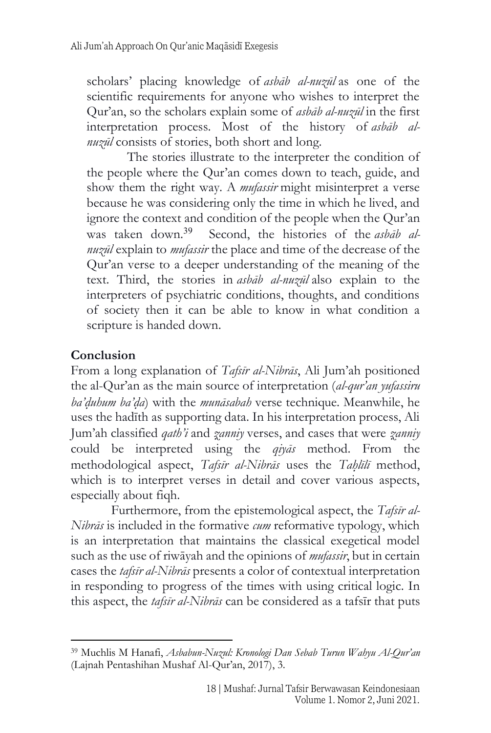scholars' placing knowledge of *asbāb al-nuzūl* as one of the scientific requirements for anyone who wishes to interpret the Qur'an, so the scholars explain some of *asbāb al-nuzūl* in the first interpretation process. Most of the history of *asbāb al-nuzūl* consists of stories, both short and long.

The stories illustrate to the interpreter the condition of the people where the Qur'an comes down to teach, guide, and show them the right way. A *mufassir* might misinterpret a verse because he was considering only the time in which he lived, and ignore the context and condition of the people when the Qur'an was taken down.[39] Second, the histories of the *asbāb al-nuzūl* explain to *mufassir* the place and time of the decrease of the Qur'an verse to a deeper understanding of the meaning of the text. Third, the stories in *asbāb al-nuzūl* also explain to the interpreters of psychiatric conditions, thoughts, and conditions of society then it can be able to know in what condition a scripture is handed down.

## Conclusion

From a long explanation of *Tafsīr al-Nibrās*, Ali Jum'ah positioned the al-Qur'an as the main source of interpretation (*al-qur'an yufassiru ba'ḍuhum ba'ḍa*) with the *munāsabah* verse technique. Meanwhile, he uses the hadīth as supporting data. In his interpretation process, Ali Jum'ah classified *qath'i* and *ẓanniy* verses, and cases that were *ẓanniy* could be interpreted using the *qiyās* method. From the methodological aspect, *Tafsīr al-Nibrās* uses the *Taḥlīlī* method, which is to interpret verses in detail and cover various aspects, especially about fiqh.

Furthermore, from the epistemological aspect, the *Tafsīr al-Nibrās* is included in the formative *cum* reformative typology, which is an interpretation that maintains the classical exegetical model such as the use of riwāyah and the opinions of *mufassir*, but in certain cases the *tafsīr al-Nibrās* presents a color of contextual interpretation in responding to progress of the times with using critical logic. In this aspect, the *tafsīr al-Nibrās* can be considered as a tafsīr that puts

---

[39] Muchlis M Hanafi, *Asbabun-Nuzul: Kronologi Dan Sebab Turun Wahyu Al-Qur'an* (Lajnah Pentashihan Mushaf Al-Qur'an, 2017), 3.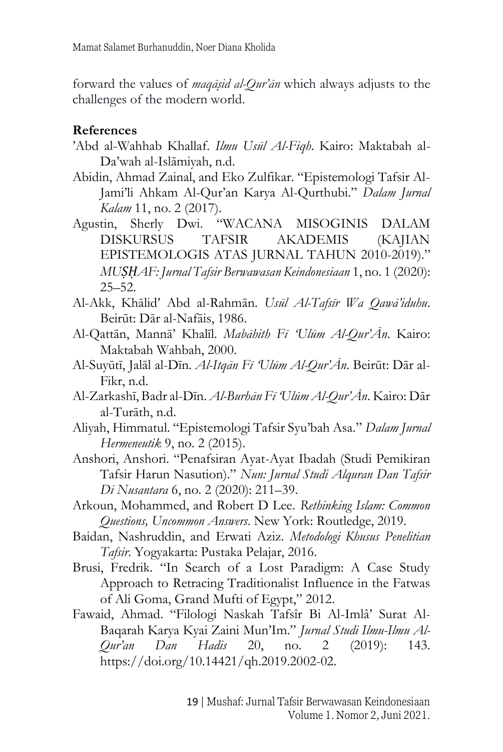forward the values of *maqāṣid al-Qur'ān* which always adjusts to the challenges of the modern world.

**References**

'Abd al-Wahhab Khallaf. *Ilmu Usūl Al-Fiqh*. Kairo: Maktabah al-Da'wah al-Islāmiyah, n.d.

Abidin, Ahmad Zainal, and Eko Zulfikar. "Epistemologi Tafsir Al-Jami'li Ahkam Al-Qur'an Karya Al-Qurthubi." *Dalam Jurnal Kalam* 11, no. 2 (2017).

Agustin, Sherly Dwi. "WACANA MISOGINIS DALAM DISKURSUS TAFSIR AKADEMIS (KAJIAN EPISTEMOLOGIS ATAS JURNAL TAHUN 2010-2019)." *MUṢḤAF: Jurnal Tafsir Berwawasan Keindonesiaan* 1, no. 1 (2020): 25–52.

Al-Akk, Khālid' Abd al-Rahmān. *Usūl Al-Tafsīr Wa Qawā'iduhu*. Beirūt: Dār al-Nafāis, 1986.

Al-Qattān, Mannā' Khalīl. *Mabāhith Fī 'Ulūm Al-Qur'Ān*. Kairo: Maktabah Wahbah, 2000.

Al-Suyūtī, Jalāl al-Dīn. *Al-Itqān Fī 'Ulūm Al-Qur'Ān*. Beirūt: Dār al-Fikr, n.d.

Al-Zarkashī, Badr al-Dīn. *Al-Burhān Fī 'Ulūm Al-Qur'Ān*. Kairo: Dār al-Turāth, n.d.

Aliyah, Himmatul. "Epistemologi Tafsir Syu'bah Asa." *Dalam Jurnal Hermeneutik* 9, no. 2 (2015).

Anshori, Anshori. "Penafsiran Ayat-Ayat Ibadah (Studi Pemikiran Tafsir Harun Nasution)." *Nun: Jurnal Studi Alquran Dan Tafsir Di Nusantara* 6, no. 2 (2020): 211–39.

Arkoun, Mohammed, and Robert D Lee. *Rethinking Islam: Common Questions, Uncommon Answers*. New York: Routledge, 2019.

Baidan, Nashruddin, and Erwati Aziz. *Metodologi Khusus Penelitian Tafsir*. Yogyakarta: Pustaka Pelajar, 2016.

Brusi, Fredrik. "In Search of a Lost Paradigm: A Case Study Approach to Retracing Traditionalist Influence in the Fatwas of Ali Goma, Grand Mufti of Egypt," 2012.

Fawaid, Ahmad. "Filologi Naskah Tafsîr Bi Al-Imlâ' Surat Al-Baqarah Karya Kyai Zaini Mun'Im." *Jurnal Studi Ilmu-Ilmu Al-Qur'an Dan Hadis* 20, no. 2 (2019): 143. https://doi.org/10.14421/qh.2019.2002-02.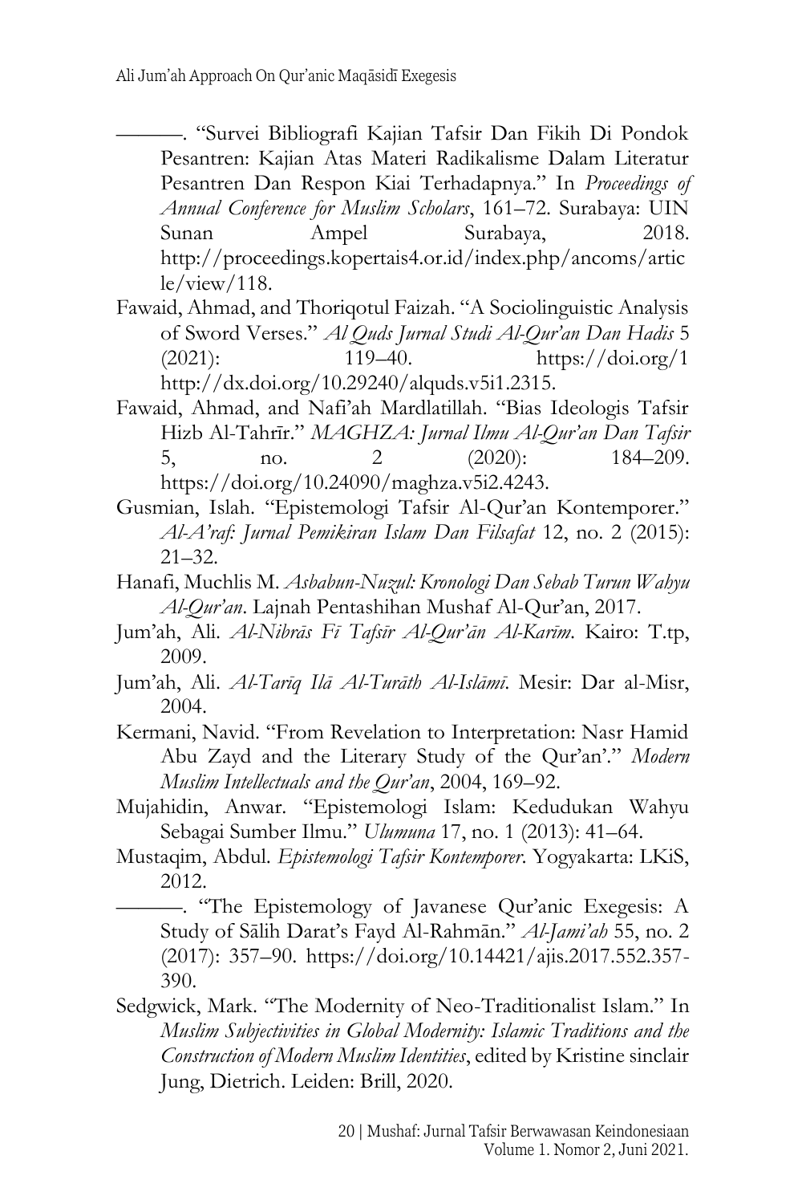———. "Survei Bibliografi Kajian Tafsir Dan Fikih Di Pondok Pesantren: Kajian Atas Materi Radikalisme Dalam Literatur Pesantren Dan Respon Kiai Terhadapnya." In *Proceedings of Annual Conference for Muslim Scholars*, 161–72. Surabaya: UIN Sunan Ampel Surabaya, 2018. http://proceedings.kopertais4.or.id/index.php/ancoms/article/view/118.

Fawaid, Ahmad, and Thoriqotul Faizah. "A Sociolinguistic Analysis of Sword Verses." *Al Quds Jurnal Studi Al-Qur'an Dan Hadis* 5 (2021): 119–40. https://doi.org/1 http://dx.doi.org/10.29240/alquds.v5i1.2315.

Fawaid, Ahmad, and Nafi'ah Mardlatillah. "Bias Ideologis Tafsir Hizb Al-Tahrīr." *MAGHZA: Jurnal Ilmu Al-Qur'an Dan Tafsir* 5, no. 2 (2020): 184–209. https://doi.org/10.24090/maghza.v5i2.4243.

Gusmian, Islah. "Epistemologi Tafsir Al-Qur'an Kontemporer." *Al-A'raf: Jurnal Pemikiran Islam Dan Filsafat* 12, no. 2 (2015): 21–32.

Hanafi, Muchlis M. *Asbabun-Nuzul: Kronologi Dan Sebab Turun Wahyu Al-Qur'an*. Lajnah Pentashihan Mushaf Al-Qur'an, 2017.

Jum'ah, Ali. *Al-Nibrās Fī Tafsīr Al-Qur'ān Al-Karīm*. Kairo: T.tp, 2009.

Jum'ah, Ali. *Al-Tarīq Ilā Al-Turāth Al-Islāmī*. Mesir: Dar al-Misr, 2004.

Kermani, Navid. "From Revelation to Interpretation: Nasr Hamid Abu Zayd and the Literary Study of the Qur'an'." *Modern Muslim Intellectuals and the Qur'an*, 2004, 169–92.

Mujahidin, Anwar. "Epistemologi Islam: Kedudukan Wahyu Sebagai Sumber Ilmu." *Ulumuna* 17, no. 1 (2013): 41–64.

Mustaqim, Abdul. *Epistemologi Tafsir Kontemporer*. Yogyakarta: LKiS, 2012.

———. "The Epistemology of Javanese Qur'anic Exegesis: A Study of Sālih Darat's Fayd Al-Rahmān." *Al-Jami'ah* 55, no. 2 (2017): 357–90. https://doi.org/10.14421/ajis.2017.552.357-390.

Sedgwick, Mark. "The Modernity of Neo-Traditionalist Islam." In *Muslim Subjectivities in Global Modernity: Islamic Traditions and the Construction of Modern Muslim Identities*, edited by Kristine sinclair Jung, Dietrich. Leiden: Brill, 2020.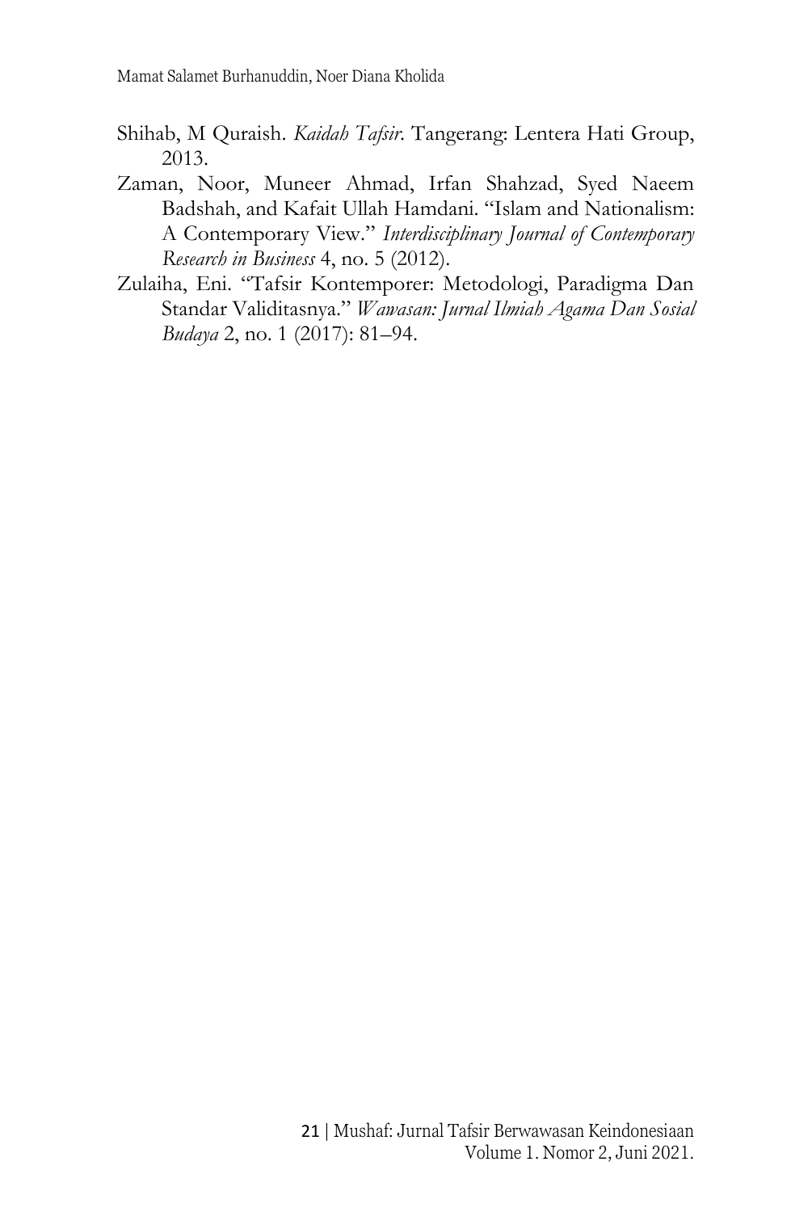Shihab, M Quraish. *Kaidah Tafsir*. Tangerang: Lentera Hati Group, 2013.

Zaman, Noor, Muneer Ahmad, Irfan Shahzad, Syed Naeem Badshah, and Kafait Ullah Hamdani. "Islam and Nationalism: A Contemporary View." *Interdisciplinary Journal of Contemporary Research in Business* 4, no. 5 (2012).

Zulaiha, Eni. "Tafsir Kontemporer: Metodologi, Paradigma Dan Standar Validitasnya." *Wawasan: Jurnal Ilmiah Agama Dan Sosial Budaya* 2, no. 1 (2017): 81–94.